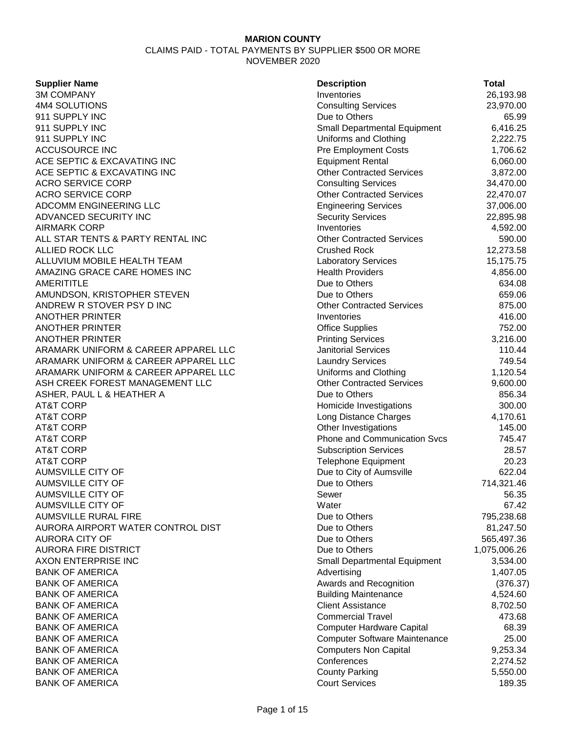**MARION COUNTY**

CLAIMS PAID - TOTAL PAYMENTS BY SUPPLIER $500 OR MORE

NOVEMBER 2020

| Supplier Name | Description | Total |
|---|---|---|
| 3M COMPANY | Inventories | 26,193.98 |
| 4M4 SOLUTIONS | Consulting Services | 23,970.00 |
| 911 SUPPLY INC | Due to Others | 65.99 |
| 911 SUPPLY INC | Small Departmental Equipment | 6,416.25 |
| 911 SUPPLY INC | Uniforms and Clothing | 2,222.75 |
| ACCUSOURCE INC | Pre Employment Costs | 1,706.62 |
| ACE SEPTIC & EXCAVATING INC | Equipment Rental | 6,060.00 |
| ACE SEPTIC & EXCAVATING INC | Other Contracted Services | 3,872.00 |
| ACRO SERVICE CORP | Consulting Services | 34,470.00 |
| ACRO SERVICE CORP | Other Contracted Services | 22,470.07 |
| ADCOMM ENGINEERING LLC | Engineering Services | 37,006.00 |
| ADVANCED SECURITY INC | Security Services | 22,895.98 |
| AIRMARK CORP | Inventories | 4,592.00 |
| ALL STAR TENTS & PARTY RENTAL INC | Other Contracted Services | 590.00 |
| ALLIED ROCK LLC | Crushed Rock | 12,273.58 |
| ALLUVIUM MOBILE HEALTH TEAM | Laboratory Services | 15,175.75 |
| AMAZING GRACE CARE HOMES INC | Health Providers | 4,856.00 |
| AMERITITLE | Due to Others | 634.08 |
| AMUNDSON, KRISTOPHER STEVEN | Due to Others | 659.06 |
| ANDREW R STOVER PSY D INC | Other Contracted Services | 875.00 |
| ANOTHER PRINTER | Inventories | 416.00 |
| ANOTHER PRINTER | Office Supplies | 752.00 |
| ANOTHER PRINTER | Printing Services | 3,216.00 |
| ARAMARK UNIFORM & CAREER APPAREL LLC | Janitorial Services | 110.44 |
| ARAMARK UNIFORM & CAREER APPAREL LLC | Laundry Services | 749.54 |
| ARAMARK UNIFORM & CAREER APPAREL LLC | Uniforms and Clothing | 1,120.54 |
| ASH CREEK FOREST MANAGEMENT LLC | Other Contracted Services | 9,600.00 |
| ASHER, PAUL L & HEATHER A | Due to Others | 856.34 |
| AT&T CORP | Homicide Investigations | 300.00 |
| AT&T CORP | Long Distance Charges | 4,170.61 |
| AT&T CORP | Other Investigations | 145.00 |
| AT&T CORP | Phone and Communication Svcs | 745.47 |
| AT&T CORP | Subscription Services | 28.57 |
| AT&T CORP | Telephone Equipment | 20.23 |
| AUMSVILLE CITY OF | Due to City of Aumsville | 622.04 |
| AUMSVILLE CITY OF | Due to Others | 714,321.46 |
| AUMSVILLE CITY OF | Sewer | 56.35 |
| AUMSVILLE CITY OF | Water | 67.42 |
| AUMSVILLE RURAL FIRE | Due to Others | 795,238.68 |
| AURORA AIRPORT WATER CONTROL DIST | Due to Others | 81,247.50 |
| AURORA CITY OF | Due to Others | 565,497.36 |
| AURORA FIRE DISTRICT | Due to Others | 1,075,006.26 |
| AXON ENTERPRISE INC | Small Departmental Equipment | 3,534.00 |
| BANK OF AMERICA | Advertising | 1,407.05 |
| BANK OF AMERICA | Awards and Recognition | (376.37) |
| BANK OF AMERICA | Building Maintenance | 4,524.60 |
| BANK OF AMERICA | Client Assistance | 8,702.50 |
| BANK OF AMERICA | Commercial Travel | 473.68 |
| BANK OF AMERICA | Computer Hardware Capital | 68.39 |
| BANK OF AMERICA | Computer Software Maintenance | 25.00 |
| BANK OF AMERICA | Computers Non Capital | 9,253.34 |
| BANK OF AMERICA | Conferences | 2,274.52 |
| BANK OF AMERICA | County Parking | 5,550.00 |
| BANK OF AMERICA | Court Services | 189.35 |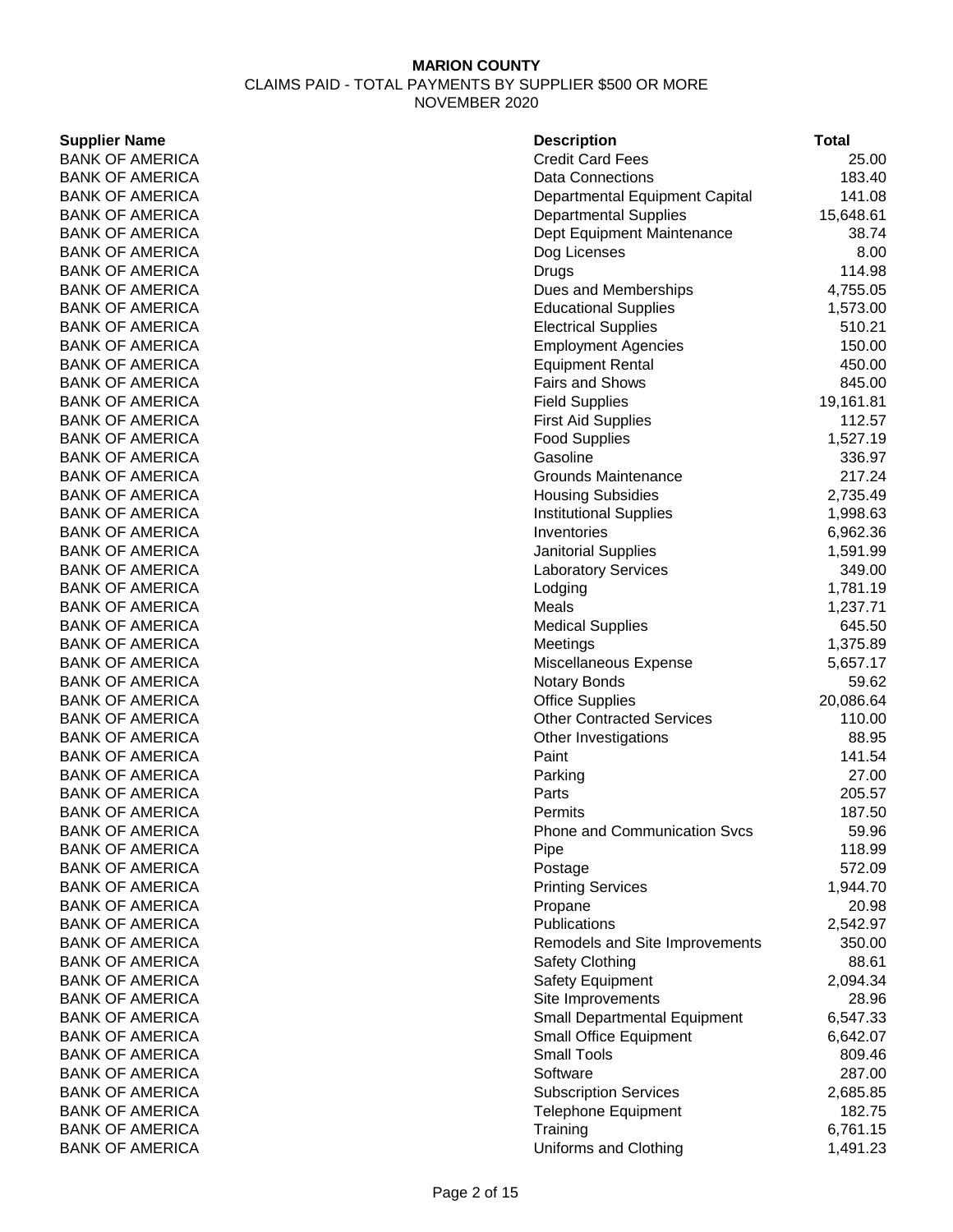**MARION COUNTY**

CLAIMS PAID - TOTAL PAYMENTS BY SUPPLIER $500 OR MORE

NOVEMBER 2020

| Supplier Name | Description | Total |
|---|---|---|
| BANK OF AMERICA | Credit Card Fees | 25.00 |
| BANK OF AMERICA | Data Connections | 183.40 |
| BANK OF AMERICA | Departmental Equipment Capital | 141.08 |
| BANK OF AMERICA | Departmental Supplies | 15,648.61 |
| BANK OF AMERICA | Dept Equipment Maintenance | 38.74 |
| BANK OF AMERICA | Dog Licenses | 8.00 |
| BANK OF AMERICA | Drugs | 114.98 |
| BANK OF AMERICA | Dues and Memberships | 4,755.05 |
| BANK OF AMERICA | Educational Supplies | 1,573.00 |
| BANK OF AMERICA | Electrical Supplies | 510.21 |
| BANK OF AMERICA | Employment Agencies | 150.00 |
| BANK OF AMERICA | Equipment Rental | 450.00 |
| BANK OF AMERICA | Fairs and Shows | 845.00 |
| BANK OF AMERICA | Field Supplies | 19,161.81 |
| BANK OF AMERICA | First Aid Supplies | 112.57 |
| BANK OF AMERICA | Food Supplies | 1,527.19 |
| BANK OF AMERICA | Gasoline | 336.97 |
| BANK OF AMERICA | Grounds Maintenance | 217.24 |
| BANK OF AMERICA | Housing Subsidies | 2,735.49 |
| BANK OF AMERICA | Institutional Supplies | 1,998.63 |
| BANK OF AMERICA | Inventories | 6,962.36 |
| BANK OF AMERICA | Janitorial Supplies | 1,591.99 |
| BANK OF AMERICA | Laboratory Services | 349.00 |
| BANK OF AMERICA | Lodging | 1,781.19 |
| BANK OF AMERICA | Meals | 1,237.71 |
| BANK OF AMERICA | Medical Supplies | 645.50 |
| BANK OF AMERICA | Meetings | 1,375.89 |
| BANK OF AMERICA | Miscellaneous Expense | 5,657.17 |
| BANK OF AMERICA | Notary Bonds | 59.62 |
| BANK OF AMERICA | Office Supplies | 20,086.64 |
| BANK OF AMERICA | Other Contracted Services | 110.00 |
| BANK OF AMERICA | Other Investigations | 88.95 |
| BANK OF AMERICA | Paint | 141.54 |
| BANK OF AMERICA | Parking | 27.00 |
| BANK OF AMERICA | Parts | 205.57 |
| BANK OF AMERICA | Permits | 187.50 |
| BANK OF AMERICA | Phone and Communication Svcs | 59.96 |
| BANK OF AMERICA | Pipe | 118.99 |
| BANK OF AMERICA | Postage | 572.09 |
| BANK OF AMERICA | Printing Services | 1,944.70 |
| BANK OF AMERICA | Propane | 20.98 |
| BANK OF AMERICA | Publications | 2,542.97 |
| BANK OF AMERICA | Remodels and Site Improvements | 350.00 |
| BANK OF AMERICA | Safety Clothing | 88.61 |
| BANK OF AMERICA | Safety Equipment | 2,094.34 |
| BANK OF AMERICA | Site Improvements | 28.96 |
| BANK OF AMERICA | Small Departmental Equipment | 6,547.33 |
| BANK OF AMERICA | Small Office Equipment | 6,642.07 |
| BANK OF AMERICA | Small Tools | 809.46 |
| BANK OF AMERICA | Software | 287.00 |
| BANK OF AMERICA | Subscription Services | 2,685.85 |
| BANK OF AMERICA | Telephone Equipment | 182.75 |
| BANK OF AMERICA | Training | 6,761.15 |
| BANK OF AMERICA | Uniforms and Clothing | 1,491.23 |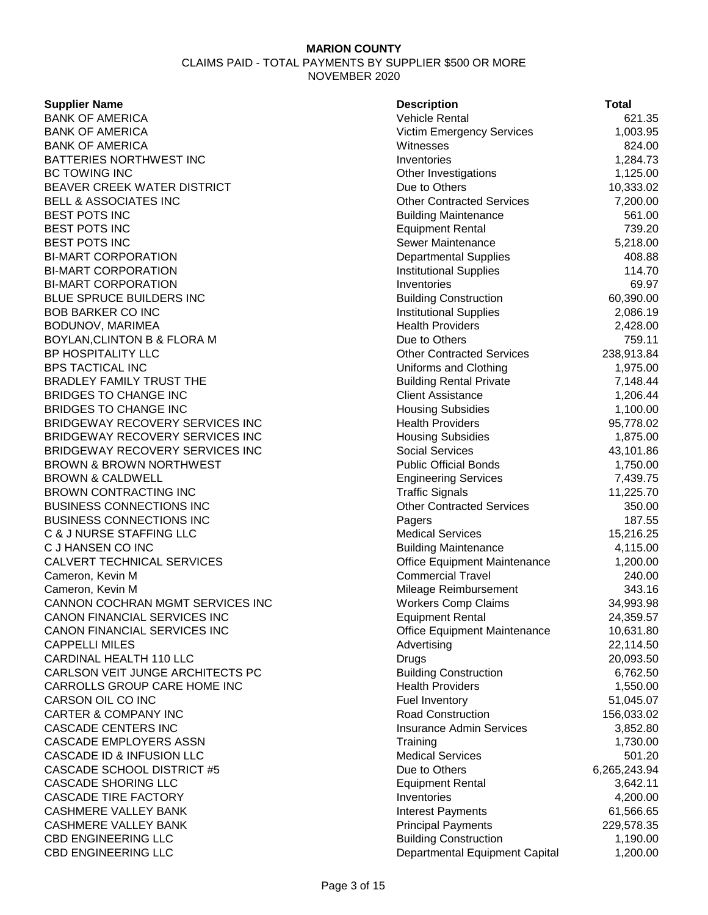**MARION COUNTY**

CLAIMS PAID - TOTAL PAYMENTS BY SUPPLIER $500 OR MORE

NOVEMBER 2020

| Supplier Name | Description | Total |
|---|---|---|
| BANK OF AMERICA | Vehicle Rental | 621.35 |
| BANK OF AMERICA | Victim Emergency Services | 1,003.95 |
| BANK OF AMERICA | Witnesses | 824.00 |
| BATTERIES NORTHWEST INC | Inventories | 1,284.73 |
| BC TOWING INC | Other Investigations | 1,125.00 |
| BEAVER CREEK WATER DISTRICT | Due to Others | 10,333.02 |
| BELL & ASSOCIATES INC | Other Contracted Services | 7,200.00 |
| BEST POTS INC | Building Maintenance | 561.00 |
| BEST POTS INC | Equipment Rental | 739.20 |
| BEST POTS INC | Sewer Maintenance | 5,218.00 |
| BI-MART CORPORATION | Departmental Supplies | 408.88 |
| BI-MART CORPORATION | Institutional Supplies | 114.70 |
| BI-MART CORPORATION | Inventories | 69.97 |
| BLUE SPRUCE BUILDERS INC | Building Construction | 60,390.00 |
| BOB BARKER CO INC | Institutional Supplies | 2,086.19 |
| BODUNOV, MARIMEA | Health Providers | 2,428.00 |
| BOYLAN,CLINTON B & FLORA M | Due to Others | 759.11 |
| BP HOSPITALITY LLC | Other Contracted Services | 238,913.84 |
| BPS TACTICAL INC | Uniforms and Clothing | 1,975.00 |
| BRADLEY FAMILY TRUST THE | Building Rental Private | 7,148.44 |
| BRIDGES TO CHANGE INC | Client Assistance | 1,206.44 |
| BRIDGES TO CHANGE INC | Housing Subsidies | 1,100.00 |
| BRIDGEWAY RECOVERY SERVICES INC | Health Providers | 95,778.02 |
| BRIDGEWAY RECOVERY SERVICES INC | Housing Subsidies | 1,875.00 |
| BRIDGEWAY RECOVERY SERVICES INC | Social Services | 43,101.86 |
| BROWN & BROWN NORTHWEST | Public Official Bonds | 1,750.00 |
| BROWN & CALDWELL | Engineering Services | 7,439.75 |
| BROWN CONTRACTING INC | Traffic Signals | 11,225.70 |
| BUSINESS CONNECTIONS INC | Other Contracted Services | 350.00 |
| BUSINESS CONNECTIONS INC | Pagers | 187.55 |
| C & J NURSE STAFFING LLC | Medical Services | 15,216.25 |
| C J HANSEN CO INC | Building Maintenance | 4,115.00 |
| CALVERT TECHNICAL SERVICES | Office Equipment Maintenance | 1,200.00 |
| Cameron, Kevin M | Commercial Travel | 240.00 |
| Cameron, Kevin M | Mileage Reimbursement | 343.16 |
| CANNON COCHRAN MGMT SERVICES INC | Workers Comp Claims | 34,993.98 |
| CANON FINANCIAL SERVICES INC | Equipment Rental | 24,359.57 |
| CANON FINANCIAL SERVICES INC | Office Equipment Maintenance | 10,631.80 |
| CAPPELLI MILES | Advertising | 22,114.50 |
| CARDINAL HEALTH 110 LLC | Drugs | 20,093.50 |
| CARLSON VEIT JUNGE ARCHITECTS PC | Building Construction | 6,762.50 |
| CARROLLS GROUP CARE HOME INC | Health Providers | 1,550.00 |
| CARSON OIL CO INC | Fuel Inventory | 51,045.07 |
| CARTER & COMPANY INC | Road Construction | 156,033.02 |
| CASCADE CENTERS INC | Insurance Admin Services | 3,852.80 |
| CASCADE EMPLOYERS ASSN | Training | 1,730.00 |
| CASCADE ID & INFUSION LLC | Medical Services | 501.20 |
| CASCADE SCHOOL DISTRICT #5 | Due to Others | 6,265,243.94 |
| CASCADE SHORING LLC | Equipment Rental | 3,642.11 |
| CASCADE TIRE FACTORY | Inventories | 4,200.00 |
| CASHMERE VALLEY BANK | Interest Payments | 61,566.65 |
| CASHMERE VALLEY BANK | Principal Payments | 229,578.35 |
| CBD ENGINEERING LLC | Building Construction | 1,190.00 |
| CBD ENGINEERING LLC | Departmental Equipment Capital | 1,200.00 |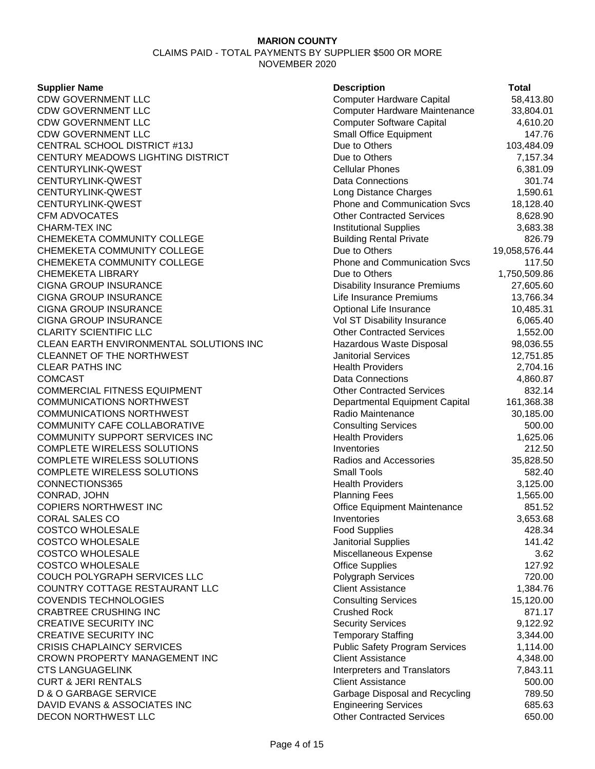**MARION COUNTY**

CLAIMS PAID - TOTAL PAYMENTS BY SUPPLIER $500 OR MORE

NOVEMBER 2020

| Supplier Name | Description | Total |
|---|---|---|
| CDW GOVERNMENT LLC | Computer Hardware Capital | 58,413.80 |
| CDW GOVERNMENT LLC | Computer Hardware Maintenance | 33,804.01 |
| CDW GOVERNMENT LLC | Computer Software Capital | 4,610.20 |
| CDW GOVERNMENT LLC | Small Office Equipment | 147.76 |
| CENTRAL SCHOOL DISTRICT #13J | Due to Others | 103,484.09 |
| CENTURY MEADOWS LIGHTING DISTRICT | Due to Others | 7,157.34 |
| CENTURYLINK-QWEST | Cellular Phones | 6,381.09 |
| CENTURYLINK-QWEST | Data Connections | 301.74 |
| CENTURYLINK-QWEST | Long Distance Charges | 1,590.61 |
| CENTURYLINK-QWEST | Phone and Communication Svcs | 18,128.40 |
| CFM ADVOCATES | Other Contracted Services | 8,628.90 |
| CHARM-TEX INC | Institutional Supplies | 3,683.38 |
| CHEMEKETA COMMUNITY COLLEGE | Building Rental Private | 826.79 |
| CHEMEKETA COMMUNITY COLLEGE | Due to Others | 19,058,576.44 |
| CHEMEKETA COMMUNITY COLLEGE | Phone and Communication Svcs | 117.50 |
| CHEMEKETA LIBRARY | Due to Others | 1,750,509.86 |
| CIGNA GROUP INSURANCE | Disability Insurance Premiums | 27,605.60 |
| CIGNA GROUP INSURANCE | Life Insurance Premiums | 13,766.34 |
| CIGNA GROUP INSURANCE | Optional Life Insurance | 10,485.31 |
| CIGNA GROUP INSURANCE | Vol ST Disability Insurance | 6,065.40 |
| CLARITY SCIENTIFIC LLC | Other Contracted Services | 1,552.00 |
| CLEAN EARTH ENVIRONMENTAL SOLUTIONS INC | Hazardous Waste Disposal | 98,036.55 |
| CLEANNET OF THE NORTHWEST | Janitorial Services | 12,751.85 |
| CLEAR PATHS INC | Health Providers | 2,704.16 |
| COMCAST | Data Connections | 4,860.87 |
| COMMERCIAL FITNESS EQUIPMENT | Other Contracted Services | 832.14 |
| COMMUNICATIONS NORTHWEST | Departmental Equipment Capital | 161,368.38 |
| COMMUNICATIONS NORTHWEST | Radio Maintenance | 30,185.00 |
| COMMUNITY CAFE COLLABORATIVE | Consulting Services | 500.00 |
| COMMUNITY SUPPORT SERVICES INC | Health Providers | 1,625.06 |
| COMPLETE WIRELESS SOLUTIONS | Inventories | 212.50 |
| COMPLETE WIRELESS SOLUTIONS | Radios and Accessories | 35,828.50 |
| COMPLETE WIRELESS SOLUTIONS | Small Tools | 582.40 |
| CONNECTIONS365 | Health Providers | 3,125.00 |
| CONRAD, JOHN | Planning Fees | 1,565.00 |
| COPIERS NORTHWEST INC | Office Equipment Maintenance | 851.52 |
| CORAL SALES CO | Inventories | 3,653.68 |
| COSTCO WHOLESALE | Food Supplies | 428.34 |
| COSTCO WHOLESALE | Janitorial Supplies | 141.42 |
| COSTCO WHOLESALE | Miscellaneous Expense | 3.62 |
| COSTCO WHOLESALE | Office Supplies | 127.92 |
| COUCH POLYGRAPH SERVICES LLC | Polygraph Services | 720.00 |
| COUNTRY COTTAGE RESTAURANT LLC | Client Assistance | 1,384.76 |
| COVENDIS TECHNOLOGIES | Consulting Services | 15,120.00 |
| CRABTREE CRUSHING INC | Crushed Rock | 871.17 |
| CREATIVE SECURITY INC | Security Services | 9,122.92 |
| CREATIVE SECURITY INC | Temporary Staffing | 3,344.00 |
| CRISIS CHAPLAINCY SERVICES | Public Safety Program Services | 1,114.00 |
| CROWN PROPERTY MANAGEMENT INC | Client Assistance | 4,348.00 |
| CTS LANGUAGELINK | Interpreters and Translators | 7,843.11 |
| CURT & JERI RENTALS | Client Assistance | 500.00 |
| D & O GARBAGE SERVICE | Garbage Disposal and Recycling | 789.50 |
| DAVID EVANS & ASSOCIATES INC | Engineering Services | 685.63 |
| DECON NORTHWEST LLC | Other Contracted Services | 650.00 |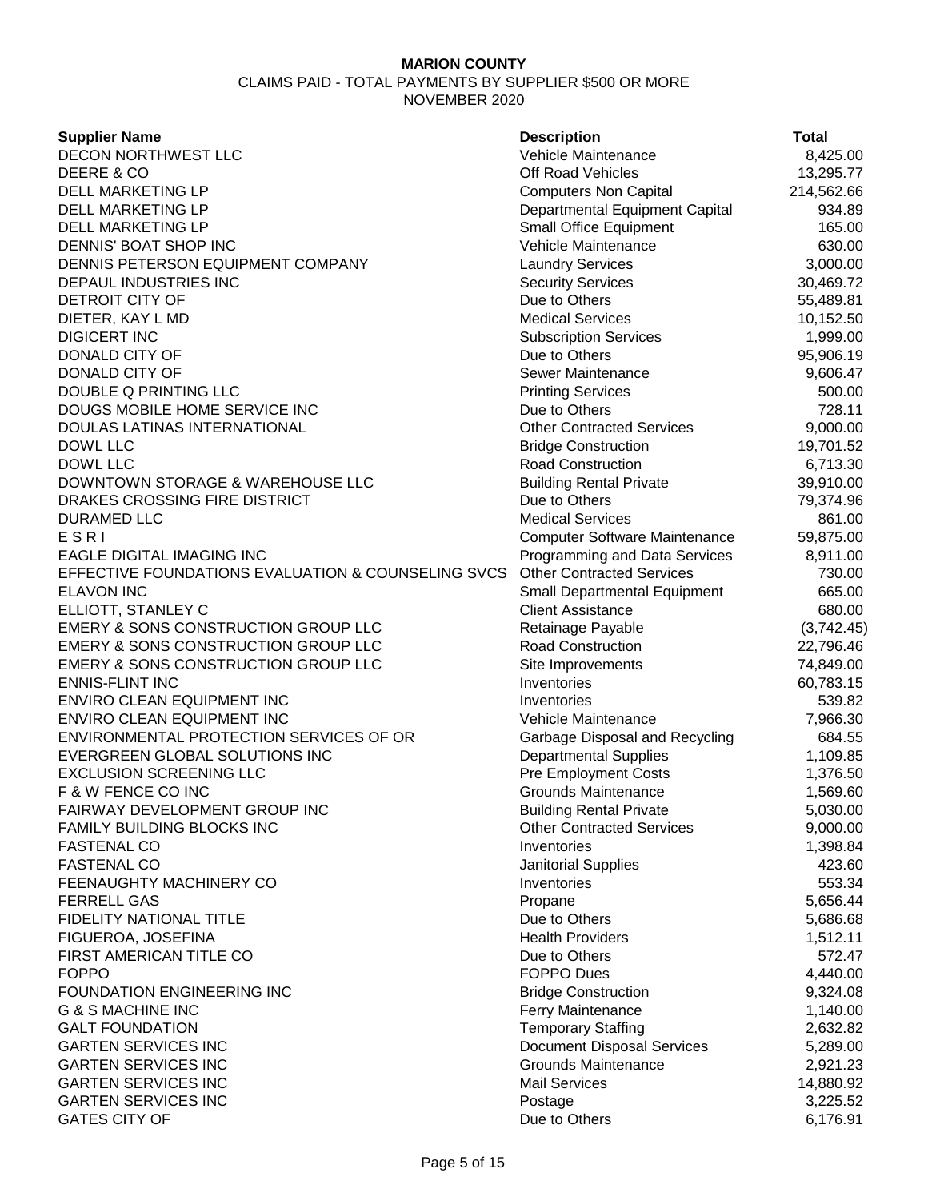**MARION COUNTY**

CLAIMS PAID - TOTAL PAYMENTS BY SUPPLIER $500 OR MORE

NOVEMBER 2020

| Supplier Name | Description | Total |
|---|---|---|
| DECON NORTHWEST LLC | Vehicle Maintenance | 8,425.00 |
| DEERE & CO | Off Road Vehicles | 13,295.77 |
| DELL MARKETING LP | Computers Non Capital | 214,562.66 |
| DELL MARKETING LP | Departmental Equipment Capital | 934.89 |
| DELL MARKETING LP | Small Office Equipment | 165.00 |
| DENNIS' BOAT SHOP INC | Vehicle Maintenance | 630.00 |
| DENNIS PETERSON EQUIPMENT COMPANY | Laundry Services | 3,000.00 |
| DEPAUL INDUSTRIES INC | Security Services | 30,469.72 |
| DETROIT CITY OF | Due to Others | 55,489.81 |
| DIETER, KAY L MD | Medical Services | 10,152.50 |
| DIGICERT INC | Subscription Services | 1,999.00 |
| DONALD CITY OF | Due to Others | 95,906.19 |
| DONALD CITY OF | Sewer Maintenance | 9,606.47 |
| DOUBLE Q PRINTING LLC | Printing Services | 500.00 |
| DOUGS MOBILE HOME SERVICE INC | Due to Others | 728.11 |
| DOULAS LATINAS INTERNATIONAL | Other Contracted Services | 9,000.00 |
| DOWL LLC | Bridge Construction | 19,701.52 |
| DOWL LLC | Road Construction | 6,713.30 |
| DOWNTOWN STORAGE & WAREHOUSE LLC | Building Rental Private | 39,910.00 |
| DRAKES CROSSING FIRE DISTRICT | Due to Others | 79,374.96 |
| DURAMED LLC | Medical Services | 861.00 |
| E S R I | Computer Software Maintenance | 59,875.00 |
| EAGLE DIGITAL IMAGING INC | Programming and Data Services | 8,911.00 |
| EFFECTIVE FOUNDATIONS EVALUATION & COUNSELING SVCS | Other Contracted Services | 730.00 |
| ELAVON INC | Small Departmental Equipment | 665.00 |
| ELLIOTT, STANLEY C | Client Assistance | 680.00 |
| EMERY & SONS CONSTRUCTION GROUP LLC | Retainage Payable | (3,742.45) |
| EMERY & SONS CONSTRUCTION GROUP LLC | Road Construction | 22,796.46 |
| EMERY & SONS CONSTRUCTION GROUP LLC | Site Improvements | 74,849.00 |
| ENNIS-FLINT INC | Inventories | 60,783.15 |
| ENVIRO CLEAN EQUIPMENT INC | Inventories | 539.82 |
| ENVIRO CLEAN EQUIPMENT INC | Vehicle Maintenance | 7,966.30 |
| ENVIRONMENTAL PROTECTION SERVICES OF OR | Garbage Disposal and Recycling | 684.55 |
| EVERGREEN GLOBAL SOLUTIONS INC | Departmental Supplies | 1,109.85 |
| EXCLUSION SCREENING LLC | Pre Employment Costs | 1,376.50 |
| F & W FENCE CO INC | Grounds Maintenance | 1,569.60 |
| FAIRWAY DEVELOPMENT GROUP INC | Building Rental Private | 5,030.00 |
| FAMILY BUILDING BLOCKS INC | Other Contracted Services | 9,000.00 |
| FASTENAL CO | Inventories | 1,398.84 |
| FASTENAL CO | Janitorial Supplies | 423.60 |
| FEENAUGHTY MACHINERY CO | Inventories | 553.34 |
| FERRELL GAS | Propane | 5,656.44 |
| FIDELITY NATIONAL TITLE | Due to Others | 5,686.68 |
| FIGUEROA, JOSEFINA | Health Providers | 1,512.11 |
| FIRST AMERICAN TITLE CO | Due to Others | 572.47 |
| FOPPO | FOPPO Dues | 4,440.00 |
| FOUNDATION ENGINEERING INC | Bridge Construction | 9,324.08 |
| G & S MACHINE INC | Ferry Maintenance | 1,140.00 |
| GALT FOUNDATION | Temporary Staffing | 2,632.82 |
| GARTEN SERVICES INC | Document Disposal Services | 5,289.00 |
| GARTEN SERVICES INC | Grounds Maintenance | 2,921.23 |
| GARTEN SERVICES INC | Mail Services | 14,880.92 |
| GARTEN SERVICES INC | Postage | 3,225.52 |
| GATES CITY OF | Due to Others | 6,176.91 |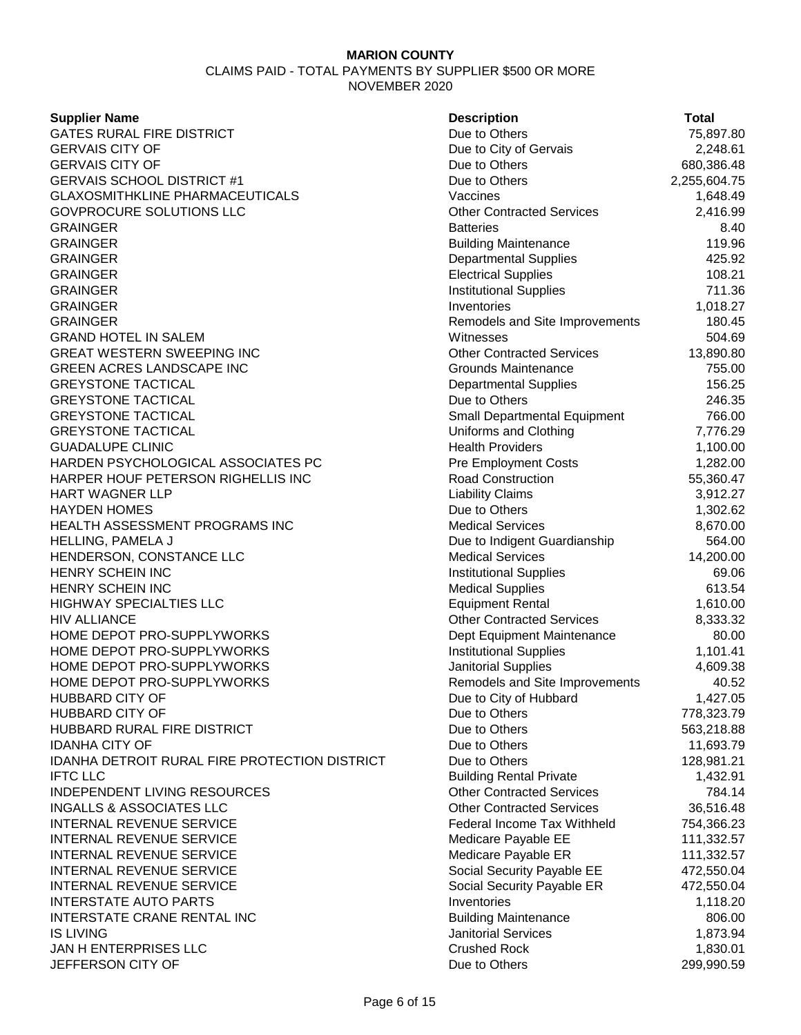**MARION COUNTY**

CLAIMS PAID - TOTAL PAYMENTS BY SUPPLIER $500 OR MORE

NOVEMBER 2020

| Supplier Name | Description | Total |
|---|---|---|
| GATES RURAL FIRE DISTRICT | Due to Others | 75,897.80 |
| GERVAIS CITY OF | Due to City of Gervais | 2,248.61 |
| GERVAIS CITY OF | Due to Others | 680,386.48 |
| GERVAIS SCHOOL DISTRICT #1 | Due to Others | 2,255,604.75 |
| GLAXOSMITHKLINE PHARMACEUTICALS | Vaccines | 1,648.49 |
| GOVPROCURE SOLUTIONS LLC | Other Contracted Services | 2,416.99 |
| GRAINGER | Batteries | 8.40 |
| GRAINGER | Building Maintenance | 119.96 |
| GRAINGER | Departmental Supplies | 425.92 |
| GRAINGER | Electrical Supplies | 108.21 |
| GRAINGER | Institutional Supplies | 711.36 |
| GRAINGER | Inventories | 1,018.27 |
| GRAINGER | Remodels and Site Improvements | 180.45 |
| GRAND HOTEL IN SALEM | Witnesses | 504.69 |
| GREAT WESTERN SWEEPING INC | Other Contracted Services | 13,890.80 |
| GREEN ACRES LANDSCAPE INC | Grounds Maintenance | 755.00 |
| GREYSTONE TACTICAL | Departmental Supplies | 156.25 |
| GREYSTONE TACTICAL | Due to Others | 246.35 |
| GREYSTONE TACTICAL | Small Departmental Equipment | 766.00 |
| GREYSTONE TACTICAL | Uniforms and Clothing | 7,776.29 |
| GUADALUPE CLINIC | Health Providers | 1,100.00 |
| HARDEN PSYCHOLOGICAL ASSOCIATES PC | Pre Employment Costs | 1,282.00 |
| HARPER HOUF PETERSON RIGHELLIS INC | Road Construction | 55,360.47 |
| HART WAGNER LLP | Liability Claims | 3,912.27 |
| HAYDEN HOMES | Due to Others | 1,302.62 |
| HEALTH ASSESSMENT PROGRAMS INC | Medical Services | 8,670.00 |
| HELLING, PAMELA J | Due to Indigent Guardianship | 564.00 |
| HENDERSON, CONSTANCE LLC | Medical Services | 14,200.00 |
| HENRY SCHEIN INC | Institutional Supplies | 69.06 |
| HENRY SCHEIN INC | Medical Supplies | 613.54 |
| HIGHWAY SPECIALTIES LLC | Equipment Rental | 1,610.00 |
| HIV ALLIANCE | Other Contracted Services | 8,333.32 |
| HOME DEPOT PRO-SUPPLYWORKS | Dept Equipment Maintenance | 80.00 |
| HOME DEPOT PRO-SUPPLYWORKS | Institutional Supplies | 1,101.41 |
| HOME DEPOT PRO-SUPPLYWORKS | Janitorial Supplies | 4,609.38 |
| HOME DEPOT PRO-SUPPLYWORKS | Remodels and Site Improvements | 40.52 |
| HUBBARD CITY OF | Due to City of Hubbard | 1,427.05 |
| HUBBARD CITY OF | Due to Others | 778,323.79 |
| HUBBARD RURAL FIRE DISTRICT | Due to Others | 563,218.88 |
| IDANHA CITY OF | Due to Others | 11,693.79 |
| IDANHA DETROIT RURAL FIRE PROTECTION DISTRICT | Due to Others | 128,981.21 |
| IFTC LLC | Building Rental Private | 1,432.91 |
| INDEPENDENT LIVING RESOURCES | Other Contracted Services | 784.14 |
| INGALLS & ASSOCIATES LLC | Other Contracted Services | 36,516.48 |
| INTERNAL REVENUE SERVICE | Federal Income Tax Withheld | 754,366.23 |
| INTERNAL REVENUE SERVICE | Medicare Payable EE | 111,332.57 |
| INTERNAL REVENUE SERVICE | Medicare Payable ER | 111,332.57 |
| INTERNAL REVENUE SERVICE | Social Security Payable EE | 472,550.04 |
| INTERNAL REVENUE SERVICE | Social Security Payable ER | 472,550.04 |
| INTERSTATE AUTO PARTS | Inventories | 1,118.20 |
| INTERSTATE CRANE RENTAL INC | Building Maintenance | 806.00 |
| IS LIVING | Janitorial Services | 1,873.94 |
| JAN H ENTERPRISES LLC | Crushed Rock | 1,830.01 |
| JEFFERSON CITY OF | Due to Others | 299,990.59 |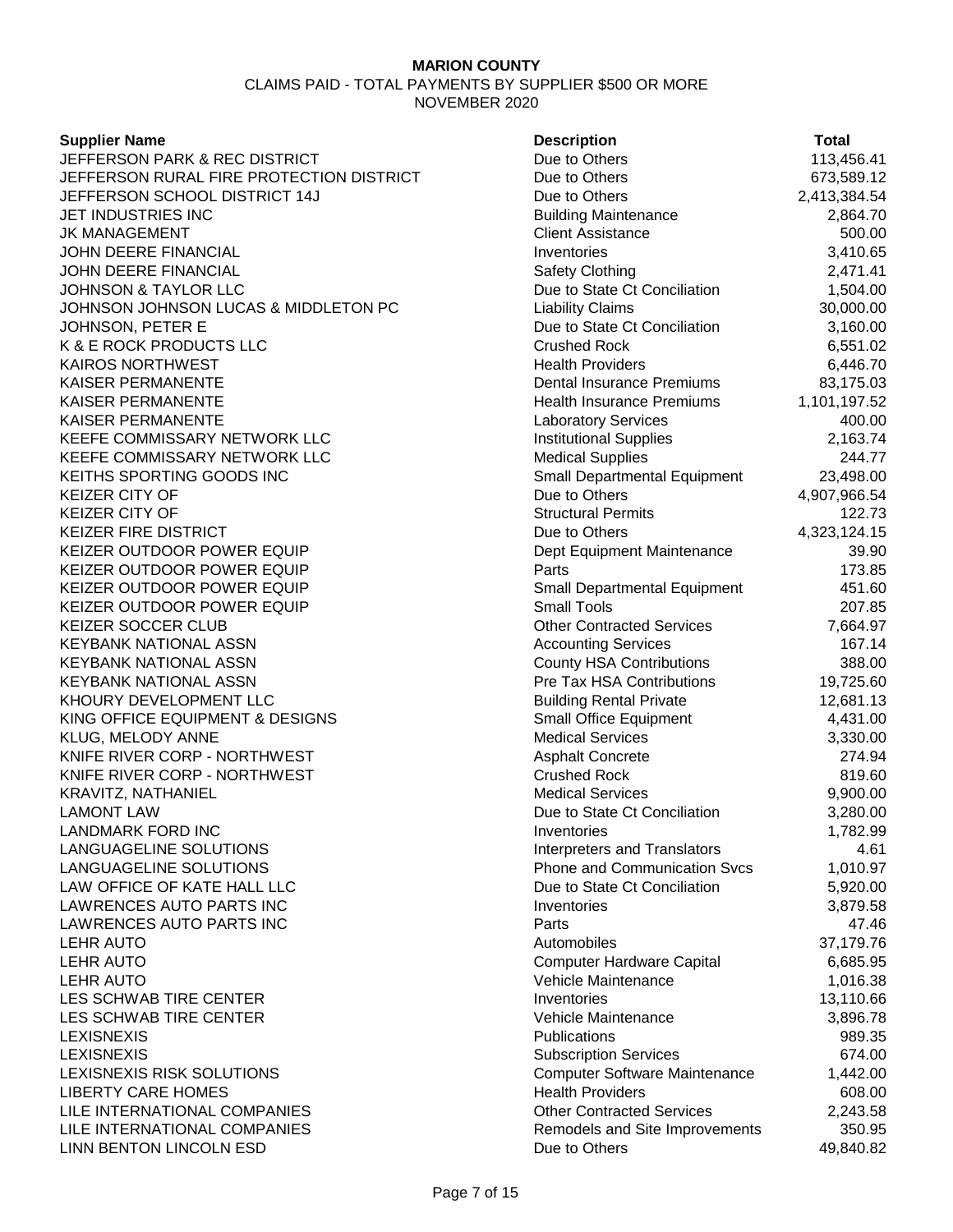**MARION COUNTY**

CLAIMS PAID - TOTAL PAYMENTS BY SUPPLIER $500 OR MORE

NOVEMBER 2020

| Supplier Name | Description | Total |
|---|---|---|
| JEFFERSON PARK & REC DISTRICT | Due to Others | 113,456.41 |
| JEFFERSON RURAL FIRE PROTECTION DISTRICT | Due to Others | 673,589.12 |
| JEFFERSON SCHOOL DISTRICT 14J | Due to Others | 2,413,384.54 |
| JET INDUSTRIES INC | Building Maintenance | 2,864.70 |
| JK MANAGEMENT | Client Assistance | 500.00 |
| JOHN DEERE FINANCIAL | Inventories | 3,410.65 |
| JOHN DEERE FINANCIAL | Safety Clothing | 2,471.41 |
| JOHNSON & TAYLOR LLC | Due to State Ct Conciliation | 1,504.00 |
| JOHNSON JOHNSON LUCAS & MIDDLETON PC | Liability Claims | 30,000.00 |
| JOHNSON, PETER E | Due to State Ct Conciliation | 3,160.00 |
| K & E ROCK PRODUCTS LLC | Crushed Rock | 6,551.02 |
| KAIROS NORTHWEST | Health Providers | 6,446.70 |
| KAISER PERMANENTE | Dental Insurance Premiums | 83,175.03 |
| KAISER PERMANENTE | Health Insurance Premiums | 1,101,197.52 |
| KAISER PERMANENTE | Laboratory Services | 400.00 |
| KEEFE COMMISSARY NETWORK LLC | Institutional Supplies | 2,163.74 |
| KEEFE COMMISSARY NETWORK LLC | Medical Supplies | 244.77 |
| KEITHS SPORTING GOODS INC | Small Departmental Equipment | 23,498.00 |
| KEIZER CITY OF | Due to Others | 4,907,966.54 |
| KEIZER CITY OF | Structural Permits | 122.73 |
| KEIZER FIRE DISTRICT | Due to Others | 4,323,124.15 |
| KEIZER OUTDOOR POWER EQUIP | Dept Equipment Maintenance | 39.90 |
| KEIZER OUTDOOR POWER EQUIP | Parts | 173.85 |
| KEIZER OUTDOOR POWER EQUIP | Small Departmental Equipment | 451.60 |
| KEIZER OUTDOOR POWER EQUIP | Small Tools | 207.85 |
| KEIZER SOCCER CLUB | Other Contracted Services | 7,664.97 |
| KEYBANK NATIONAL ASSN | Accounting Services | 167.14 |
| KEYBANK NATIONAL ASSN | County HSA Contributions | 388.00 |
| KEYBANK NATIONAL ASSN | Pre Tax HSA Contributions | 19,725.60 |
| KHOURY DEVELOPMENT LLC | Building Rental Private | 12,681.13 |
| KING OFFICE EQUIPMENT & DESIGNS | Small Office Equipment | 4,431.00 |
| KLUG, MELODY ANNE | Medical Services | 3,330.00 |
| KNIFE RIVER CORP - NORTHWEST | Asphalt Concrete | 274.94 |
| KNIFE RIVER CORP - NORTHWEST | Crushed Rock | 819.60 |
| KRAVITZ, NATHANIEL | Medical Services | 9,900.00 |
| LAMONT LAW | Due to State Ct Conciliation | 3,280.00 |
| LANDMARK FORD INC | Inventories | 1,782.99 |
| LANGUAGELINE SOLUTIONS | Interpreters and Translators | 4.61 |
| LANGUAGELINE SOLUTIONS | Phone and Communication Svcs | 1,010.97 |
| LAW OFFICE OF KATE HALL LLC | Due to State Ct Conciliation | 5,920.00 |
| LAWRENCES AUTO PARTS INC | Inventories | 3,879.58 |
| LAWRENCES AUTO PARTS INC | Parts | 47.46 |
| LEHR AUTO | Automobiles | 37,179.76 |
| LEHR AUTO | Computer Hardware Capital | 6,685.95 |
| LEHR AUTO | Vehicle Maintenance | 1,016.38 |
| LES SCHWAB TIRE CENTER | Inventories | 13,110.66 |
| LES SCHWAB TIRE CENTER | Vehicle Maintenance | 3,896.78 |
| LEXISNEXIS | Publications | 989.35 |
| LEXISNEXIS | Subscription Services | 674.00 |
| LEXISNEXIS RISK SOLUTIONS | Computer Software Maintenance | 1,442.00 |
| LIBERTY CARE HOMES | Health Providers | 608.00 |
| LILE INTERNATIONAL COMPANIES | Other Contracted Services | 2,243.58 |
| LILE INTERNATIONAL COMPANIES | Remodels and Site Improvements | 350.95 |
| LINN BENTON LINCOLN ESD | Due to Others | 49,840.82 |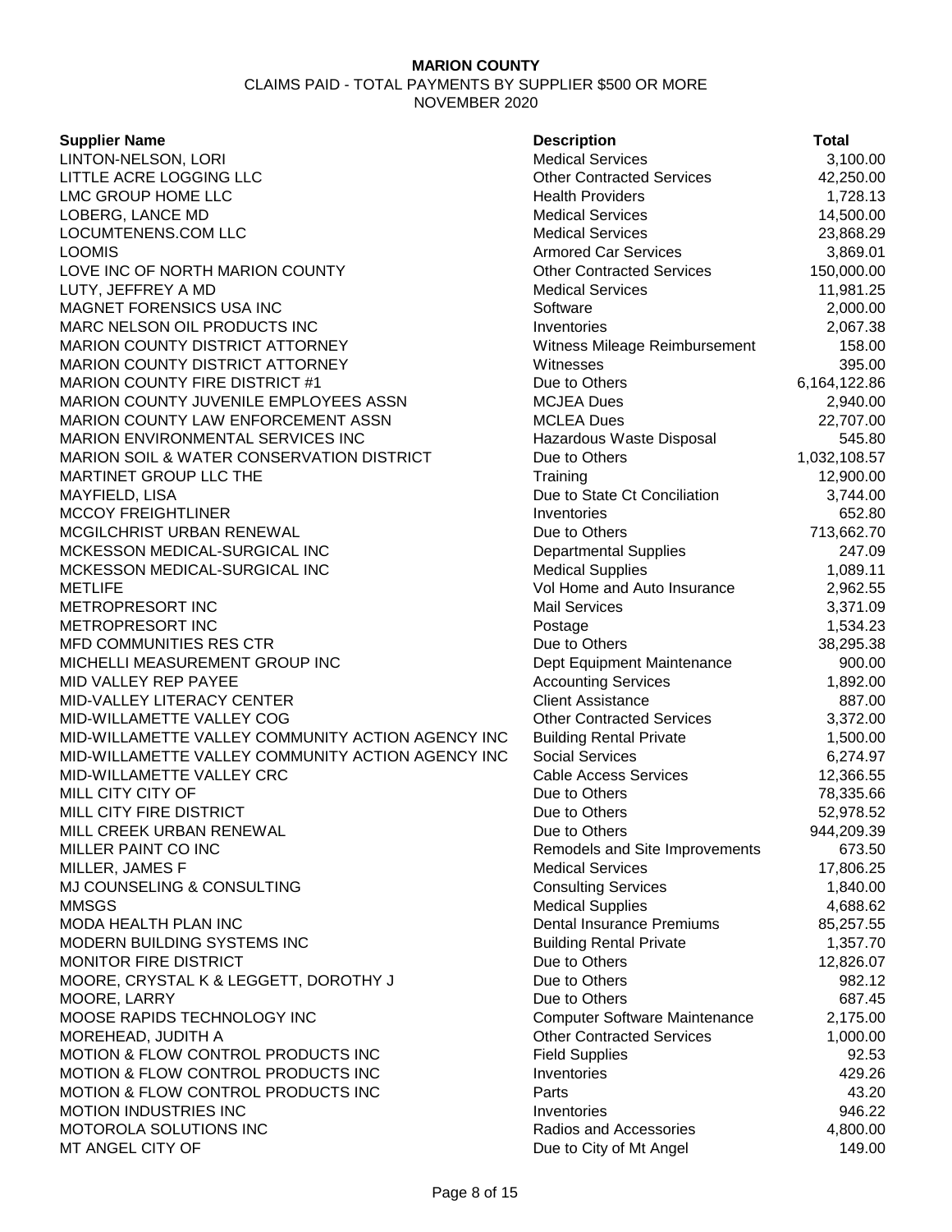**MARION COUNTY**

CLAIMS PAID - TOTAL PAYMENTS BY SUPPLIER $500 OR MORE

NOVEMBER 2020

| Supplier Name | Description | Total |
|---|---|---|
| LINTON-NELSON, LORI | Medical Services | 3,100.00 |
| LITTLE ACRE LOGGING LLC | Other Contracted Services | 42,250.00 |
| LMC GROUP HOME LLC | Health Providers | 1,728.13 |
| LOBERG, LANCE MD | Medical Services | 14,500.00 |
| LOCUMTENENS.COM LLC | Medical Services | 23,868.29 |
| LOOMIS | Armored Car Services | 3,869.01 |
| LOVE INC OF NORTH MARION COUNTY | Other Contracted Services | 150,000.00 |
| LUTY, JEFFREY A MD | Medical Services | 11,981.25 |
| MAGNET FORENSICS USA INC | Software | 2,000.00 |
| MARC NELSON OIL PRODUCTS INC | Inventories | 2,067.38 |
| MARION COUNTY DISTRICT ATTORNEY | Witness Mileage Reimbursement | 158.00 |
| MARION COUNTY DISTRICT ATTORNEY | Witnesses | 395.00 |
| MARION COUNTY FIRE DISTRICT #1 | Due to Others | 6,164,122.86 |
| MARION COUNTY JUVENILE EMPLOYEES ASSN | MCJEA Dues | 2,940.00 |
| MARION COUNTY LAW ENFORCEMENT ASSN | MCLEA Dues | 22,707.00 |
| MARION ENVIRONMENTAL SERVICES INC | Hazardous Waste Disposal | 545.80 |
| MARION SOIL & WATER CONSERVATION DISTRICT | Due to Others | 1,032,108.57 |
| MARTINET GROUP LLC THE | Training | 12,900.00 |
| MAYFIELD, LISA | Due to State Ct Conciliation | 3,744.00 |
| MCCOY FREIGHTLINER | Inventories | 652.80 |
| MCGILCHRIST URBAN RENEWAL | Due to Others | 713,662.70 |
| MCKESSON MEDICAL-SURGICAL INC | Departmental Supplies | 247.09 |
| MCKESSON MEDICAL-SURGICAL INC | Medical Supplies | 1,089.11 |
| METLIFE | Vol Home and Auto Insurance | 2,962.55 |
| METROPRESORT INC | Mail Services | 3,371.09 |
| METROPRESORT INC | Postage | 1,534.23 |
| MFD COMMUNITIES RES CTR | Due to Others | 38,295.38 |
| MICHELLI MEASUREMENT GROUP INC | Dept Equipment Maintenance | 900.00 |
| MID VALLEY REP PAYEE | Accounting Services | 1,892.00 |
| MID-VALLEY LITERACY CENTER | Client Assistance | 887.00 |
| MID-WILLAMETTE VALLEY COG | Other Contracted Services | 3,372.00 |
| MID-WILLAMETTE VALLEY COMMUNITY ACTION AGENCY INC | Building Rental Private | 1,500.00 |
| MID-WILLAMETTE VALLEY COMMUNITY ACTION AGENCY INC | Social Services | 6,274.97 |
| MID-WILLAMETTE VALLEY CRC | Cable Access Services | 12,366.55 |
| MILL CITY CITY OF | Due to Others | 78,335.66 |
| MILL CITY FIRE DISTRICT | Due to Others | 52,978.52 |
| MILL CREEK URBAN RENEWAL | Due to Others | 944,209.39 |
| MILLER PAINT CO INC | Remodels and Site Improvements | 673.50 |
| MILLER, JAMES F | Medical Services | 17,806.25 |
| MJ COUNSELING & CONSULTING | Consulting Services | 1,840.00 |
| MMSGS | Medical Supplies | 4,688.62 |
| MODA HEALTH PLAN INC | Dental Insurance Premiums | 85,257.55 |
| MODERN BUILDING SYSTEMS INC | Building Rental Private | 1,357.70 |
| MONITOR FIRE DISTRICT | Due to Others | 12,826.07 |
| MOORE, CRYSTAL K & LEGGETT, DOROTHY J | Due to Others | 982.12 |
| MOORE, LARRY | Due to Others | 687.45 |
| MOOSE RAPIDS TECHNOLOGY INC | Computer Software Maintenance | 2,175.00 |
| MOREHEAD, JUDITH A | Other Contracted Services | 1,000.00 |
| MOTION & FLOW CONTROL PRODUCTS INC | Field Supplies | 92.53 |
| MOTION & FLOW CONTROL PRODUCTS INC | Inventories | 429.26 |
| MOTION & FLOW CONTROL PRODUCTS INC | Parts | 43.20 |
| MOTION INDUSTRIES INC | Inventories | 946.22 |
| MOTOROLA SOLUTIONS INC | Radios and Accessories | 4,800.00 |
| MT ANGEL CITY OF | Due to City of Mt Angel | 149.00 |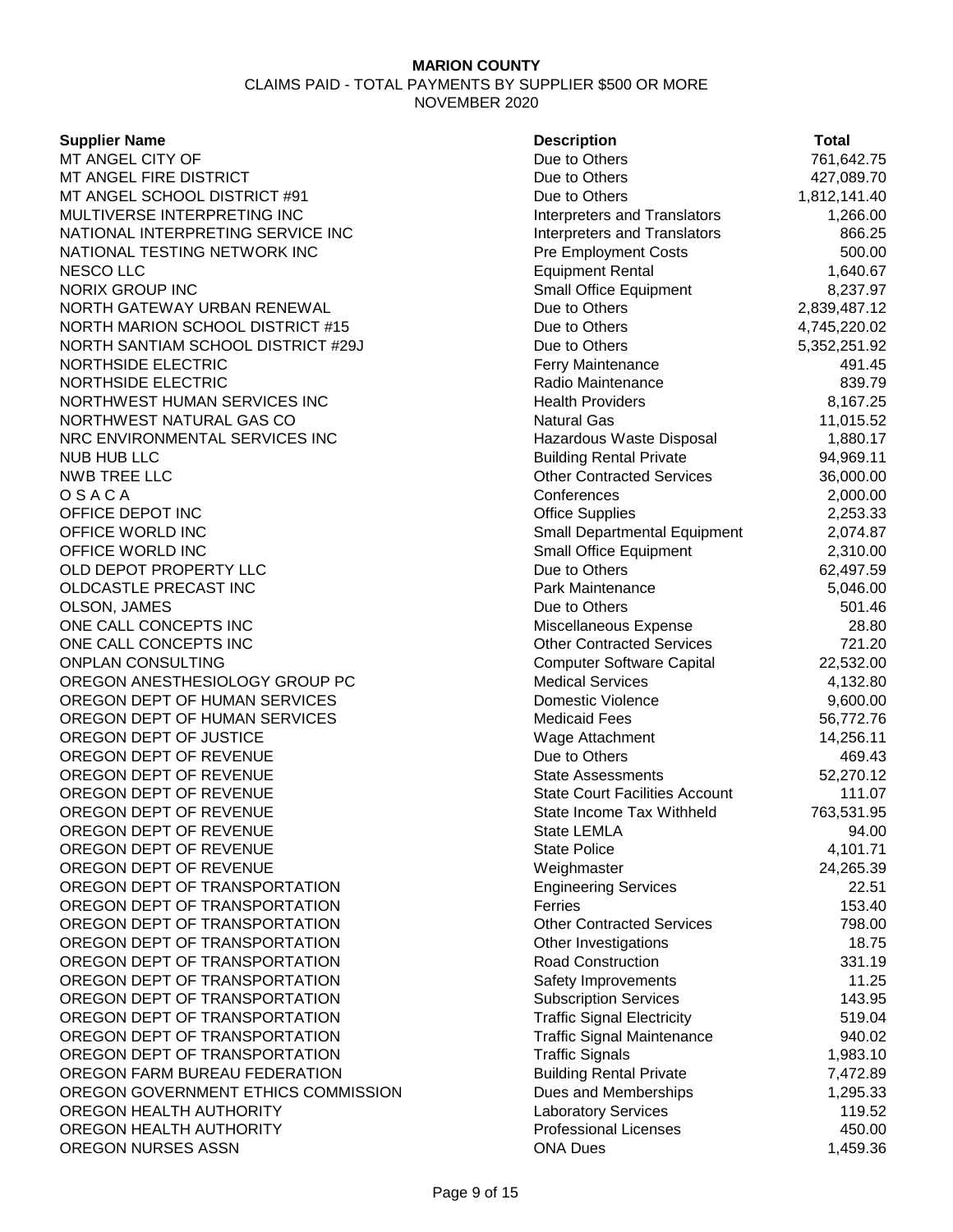**MARION COUNTY**

CLAIMS PAID - TOTAL PAYMENTS BY SUPPLIER $500 OR MORE

NOVEMBER 2020

| Supplier Name | Description | Total |
|---|---|---|
| MT ANGEL CITY OF | Due to Others | 761,642.75 |
| MT ANGEL FIRE DISTRICT | Due to Others | 427,089.70 |
| MT ANGEL SCHOOL DISTRICT #91 | Due to Others | 1,812,141.40 |
| MULTIVERSE INTERPRETING INC | Interpreters and Translators | 1,266.00 |
| NATIONAL INTERPRETING SERVICE INC | Interpreters and Translators | 866.25 |
| NATIONAL TESTING NETWORK INC | Pre Employment Costs | 500.00 |
| NESCO LLC | Equipment Rental | 1,640.67 |
| NORIX GROUP INC | Small Office Equipment | 8,237.97 |
| NORTH GATEWAY URBAN RENEWAL | Due to Others | 2,839,487.12 |
| NORTH MARION SCHOOL DISTRICT #15 | Due to Others | 4,745,220.02 |
| NORTH SANTIAM SCHOOL DISTRICT #29J | Due to Others | 5,352,251.92 |
| NORTHSIDE ELECTRIC | Ferry Maintenance | 491.45 |
| NORTHSIDE ELECTRIC | Radio Maintenance | 839.79 |
| NORTHWEST HUMAN SERVICES INC | Health Providers | 8,167.25 |
| NORTHWEST NATURAL GAS CO | Natural Gas | 11,015.52 |
| NRC ENVIRONMENTAL SERVICES INC | Hazardous Waste Disposal | 1,880.17 |
| NUB HUB LLC | Building Rental Private | 94,969.11 |
| NWB TREE LLC | Other Contracted Services | 36,000.00 |
| O S A C A | Conferences | 2,000.00 |
| OFFICE DEPOT INC | Office Supplies | 2,253.33 |
| OFFICE WORLD INC | Small Departmental Equipment | 2,074.87 |
| OFFICE WORLD INC | Small Office Equipment | 2,310.00 |
| OLD DEPOT PROPERTY LLC | Due to Others | 62,497.59 |
| OLDCASTLE PRECAST INC | Park Maintenance | 5,046.00 |
| OLSON, JAMES | Due to Others | 501.46 |
| ONE CALL CONCEPTS INC | Miscellaneous Expense | 28.80 |
| ONE CALL CONCEPTS INC | Other Contracted Services | 721.20 |
| ONPLAN CONSULTING | Computer Software Capital | 22,532.00 |
| OREGON ANESTHESIOLOGY GROUP PC | Medical Services | 4,132.80 |
| OREGON DEPT OF HUMAN SERVICES | Domestic Violence | 9,600.00 |
| OREGON DEPT OF HUMAN SERVICES | Medicaid Fees | 56,772.76 |
| OREGON DEPT OF JUSTICE | Wage Attachment | 14,256.11 |
| OREGON DEPT OF REVENUE | Due to Others | 469.43 |
| OREGON DEPT OF REVENUE | State Assessments | 52,270.12 |
| OREGON DEPT OF REVENUE | State Court Facilities Account | 111.07 |
| OREGON DEPT OF REVENUE | State Income Tax Withheld | 763,531.95 |
| OREGON DEPT OF REVENUE | State LEMLA | 94.00 |
| OREGON DEPT OF REVENUE | State Police | 4,101.71 |
| OREGON DEPT OF REVENUE | Weighmaster | 24,265.39 |
| OREGON DEPT OF TRANSPORTATION | Engineering Services | 22.51 |
| OREGON DEPT OF TRANSPORTATION | Ferries | 153.40 |
| OREGON DEPT OF TRANSPORTATION | Other Contracted Services | 798.00 |
| OREGON DEPT OF TRANSPORTATION | Other Investigations | 18.75 |
| OREGON DEPT OF TRANSPORTATION | Road Construction | 331.19 |
| OREGON DEPT OF TRANSPORTATION | Safety Improvements | 11.25 |
| OREGON DEPT OF TRANSPORTATION | Subscription Services | 143.95 |
| OREGON DEPT OF TRANSPORTATION | Traffic Signal Electricity | 519.04 |
| OREGON DEPT OF TRANSPORTATION | Traffic Signal Maintenance | 940.02 |
| OREGON DEPT OF TRANSPORTATION | Traffic Signals | 1,983.10 |
| OREGON FARM BUREAU FEDERATION | Building Rental Private | 7,472.89 |
| OREGON GOVERNMENT ETHICS COMMISSION | Dues and Memberships | 1,295.33 |
| OREGON HEALTH AUTHORITY | Laboratory Services | 119.52 |
| OREGON HEALTH AUTHORITY | Professional Licenses | 450.00 |
| OREGON NURSES ASSN | ONA Dues | 1,459.36 |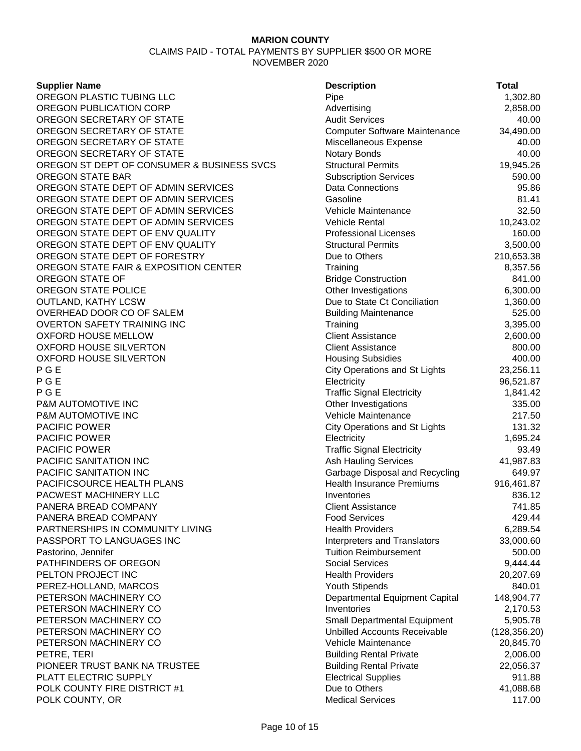**MARION COUNTY**

CLAIMS PAID - TOTAL PAYMENTS BY SUPPLIER $500 OR MORE

NOVEMBER 2020

| Supplier Name | Description | Total |
|---|---|---|
| OREGON PLASTIC TUBING LLC | Pipe | 1,302.80 |
| OREGON PUBLICATION CORP | Advertising | 2,858.00 |
| OREGON SECRETARY OF STATE | Audit Services | 40.00 |
| OREGON SECRETARY OF STATE | Computer Software Maintenance | 34,490.00 |
| OREGON SECRETARY OF STATE | Miscellaneous Expense | 40.00 |
| OREGON SECRETARY OF STATE | Notary Bonds | 40.00 |
| OREGON ST DEPT OF CONSUMER & BUSINESS SVCS | Structural Permits | 19,945.26 |
| OREGON STATE BAR | Subscription Services | 590.00 |
| OREGON STATE DEPT OF ADMIN SERVICES | Data Connections | 95.86 |
| OREGON STATE DEPT OF ADMIN SERVICES | Gasoline | 81.41 |
| OREGON STATE DEPT OF ADMIN SERVICES | Vehicle Maintenance | 32.50 |
| OREGON STATE DEPT OF ADMIN SERVICES | Vehicle Rental | 10,243.02 |
| OREGON STATE DEPT OF ENV QUALITY | Professional Licenses | 160.00 |
| OREGON STATE DEPT OF ENV QUALITY | Structural Permits | 3,500.00 |
| OREGON STATE DEPT OF FORESTRY | Due to Others | 210,653.38 |
| OREGON STATE FAIR & EXPOSITION CENTER | Training | 8,357.56 |
| OREGON STATE OF | Bridge Construction | 841.00 |
| OREGON STATE POLICE | Other Investigations | 6,300.00 |
| OUTLAND, KATHY LCSW | Due to State Ct Conciliation | 1,360.00 |
| OVERHEAD DOOR CO OF SALEM | Building Maintenance | 525.00 |
| OVERTON SAFETY TRAINING INC | Training | 3,395.00 |
| OXFORD HOUSE MELLOW | Client Assistance | 2,600.00 |
| OXFORD HOUSE SILVERTON | Client Assistance | 800.00 |
| OXFORD HOUSE SILVERTON | Housing Subsidies | 400.00 |
| P G E | City Operations and St Lights | 23,256.11 |
| P G E | Electricity | 96,521.87 |
| P G E | Traffic Signal Electricity | 1,841.42 |
| P&M AUTOMOTIVE INC | Other Investigations | 335.00 |
| P&M AUTOMOTIVE INC | Vehicle Maintenance | 217.50 |
| PACIFIC POWER | City Operations and St Lights | 131.32 |
| PACIFIC POWER | Electricity | 1,695.24 |
| PACIFIC POWER | Traffic Signal Electricity | 93.49 |
| PACIFIC SANITATION INC | Ash Hauling Services | 41,987.83 |
| PACIFIC SANITATION INC | Garbage Disposal and Recycling | 649.97 |
| PACIFICSOURCE HEALTH PLANS | Health Insurance Premiums | 916,461.87 |
| PACWEST MACHINERY LLC | Inventories | 836.12 |
| PANERA BREAD COMPANY | Client Assistance | 741.85 |
| PANERA BREAD COMPANY | Food Services | 429.44 |
| PARTNERSHIPS IN COMMUNITY LIVING | Health Providers | 6,289.54 |
| PASSPORT TO LANGUAGES INC | Interpreters and Translators | 33,000.60 |
| Pastorino, Jennifer | Tuition Reimbursement | 500.00 |
| PATHFINDERS OF OREGON | Social Services | 9,444.44 |
| PELTON PROJECT INC | Health Providers | 20,207.69 |
| PEREZ-HOLLAND, MARCOS | Youth Stipends | 840.01 |
| PETERSON MACHINERY CO | Departmental Equipment Capital | 148,904.77 |
| PETERSON MACHINERY CO | Inventories | 2,170.53 |
| PETERSON MACHINERY CO | Small Departmental Equipment | 5,905.78 |
| PETERSON MACHINERY CO | Unbilled Accounts Receivable | (128,356.20) |
| PETERSON MACHINERY CO | Vehicle Maintenance | 20,845.70 |
| PETRE, TERI | Building Rental Private | 2,006.00 |
| PIONEER TRUST BANK NA TRUSTEE | Building Rental Private | 22,056.37 |
| PLATT ELECTRIC SUPPLY | Electrical Supplies | 911.88 |
| POLK COUNTY FIRE DISTRICT #1 | Due to Others | 41,088.68 |
| POLK COUNTY, OR | Medical Services | 117.00 |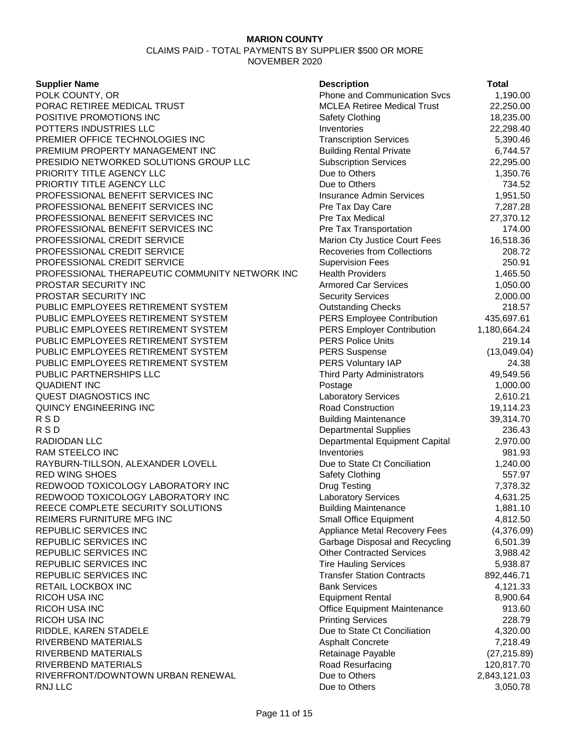**MARION COUNTY**

CLAIMS PAID - TOTAL PAYMENTS BY SUPPLIER $500 OR MORE

NOVEMBER 2020

| Supplier Name | Description | Total |
|---|---|---|
| POLK COUNTY, OR | Phone and Communication Svcs | 1,190.00 |
| PORAC RETIREE MEDICAL TRUST | MCLEA Retiree Medical Trust | 22,250.00 |
| POSITIVE PROMOTIONS INC | Safety Clothing | 18,235.00 |
| POTTERS INDUSTRIES LLC | Inventories | 22,298.40 |
| PREMIER OFFICE TECHNOLOGIES INC | Transcription Services | 5,390.46 |
| PREMIUM PROPERTY MANAGEMENT INC | Building Rental Private | 6,744.57 |
| PRESIDIO NETWORKED SOLUTIONS GROUP LLC | Subscription Services | 22,295.00 |
| PRIORITY TITLE AGENCY LLC | Due to Others | 1,350.76 |
| PRIORTIY TITLE AGENCY LLC | Due to Others | 734.52 |
| PROFESSIONAL BENEFIT SERVICES INC | Insurance Admin Services | 1,951.50 |
| PROFESSIONAL BENEFIT SERVICES INC | Pre Tax Day Care | 7,287.28 |
| PROFESSIONAL BENEFIT SERVICES INC | Pre Tax Medical | 27,370.12 |
| PROFESSIONAL BENEFIT SERVICES INC | Pre Tax Transportation | 174.00 |
| PROFESSIONAL CREDIT SERVICE | Marion Cty Justice Court Fees | 16,518.36 |
| PROFESSIONAL CREDIT SERVICE | Recoveries from Collections | 208.72 |
| PROFESSIONAL CREDIT SERVICE | Supervision Fees | 250.91 |
| PROFESSIONAL THERAPEUTIC COMMUNITY NETWORK INC | Health Providers | 1,465.50 |
| PROSTAR SECURITY INC | Armored Car Services | 1,050.00 |
| PROSTAR SECURITY INC | Security Services | 2,000.00 |
| PUBLIC EMPLOYEES RETIREMENT SYSTEM | Outstanding Checks | 218.57 |
| PUBLIC EMPLOYEES RETIREMENT SYSTEM | PERS Employee Contribution | 435,697.61 |
| PUBLIC EMPLOYEES RETIREMENT SYSTEM | PERS Employer Contribution | 1,180,664.24 |
| PUBLIC EMPLOYEES RETIREMENT SYSTEM | PERS Police Units | 219.14 |
| PUBLIC EMPLOYEES RETIREMENT SYSTEM | PERS Suspense | (13,049.04) |
| PUBLIC EMPLOYEES RETIREMENT SYSTEM | PERS Voluntary IAP | 24.38 |
| PUBLIC PARTNERSHIPS LLC | Third Party Administrators | 49,549.56 |
| QUADIENT INC | Postage | 1,000.00 |
| QUEST DIAGNOSTICS INC | Laboratory Services | 2,610.21 |
| QUINCY ENGINEERING INC | Road Construction | 19,114.23 |
| R S D | Building Maintenance | 39,314.70 |
| R S D | Departmental Supplies | 236.43 |
| RADIODAN LLC | Departmental Equipment Capital | 2,970.00 |
| RAM STEELCO INC | Inventories | 981.93 |
| RAYBURN-TILLSON, ALEXANDER LOVELL | Due to State Ct Conciliation | 1,240.00 |
| RED WING SHOES | Safety Clothing | 557.97 |
| REDWOOD TOXICOLOGY LABORATORY INC | Drug Testing | 7,378.32 |
| REDWOOD TOXICOLOGY LABORATORY INC | Laboratory Services | 4,631.25 |
| REECE COMPLETE SECURITY SOLUTIONS | Building Maintenance | 1,881.10 |
| REIMERS FURNITURE MFG INC | Small Office Equipment | 4,812.50 |
| REPUBLIC SERVICES INC | Appliance Metal Recovery Fees | (4,376.09) |
| REPUBLIC SERVICES INC | Garbage Disposal and Recycling | 6,501.39 |
| REPUBLIC SERVICES INC | Other Contracted Services | 3,988.42 |
| REPUBLIC SERVICES INC | Tire Hauling Services | 5,938.87 |
| REPUBLIC SERVICES INC | Transfer Station Contracts | 892,446.71 |
| RETAIL LOCKBOX INC | Bank Services | 4,121.33 |
| RICOH USA INC | Equipment Rental | 8,900.64 |
| RICOH USA INC | Office Equipment Maintenance | 913.60 |
| RICOH USA INC | Printing Services | 228.79 |
| RIDDLE, KAREN STADELE | Due to State Ct Conciliation | 4,320.00 |
| RIVERBEND MATERIALS | Asphalt Concrete | 7,218.49 |
| RIVERBEND MATERIALS | Retainage Payable | (27,215.89) |
| RIVERBEND MATERIALS | Road Resurfacing | 120,817.70 |
| RIVERFRONT/DOWNTOWN URBAN RENEWAL | Due to Others | 2,843,121.03 |
| RNJ LLC | Due to Others | 3,050.78 |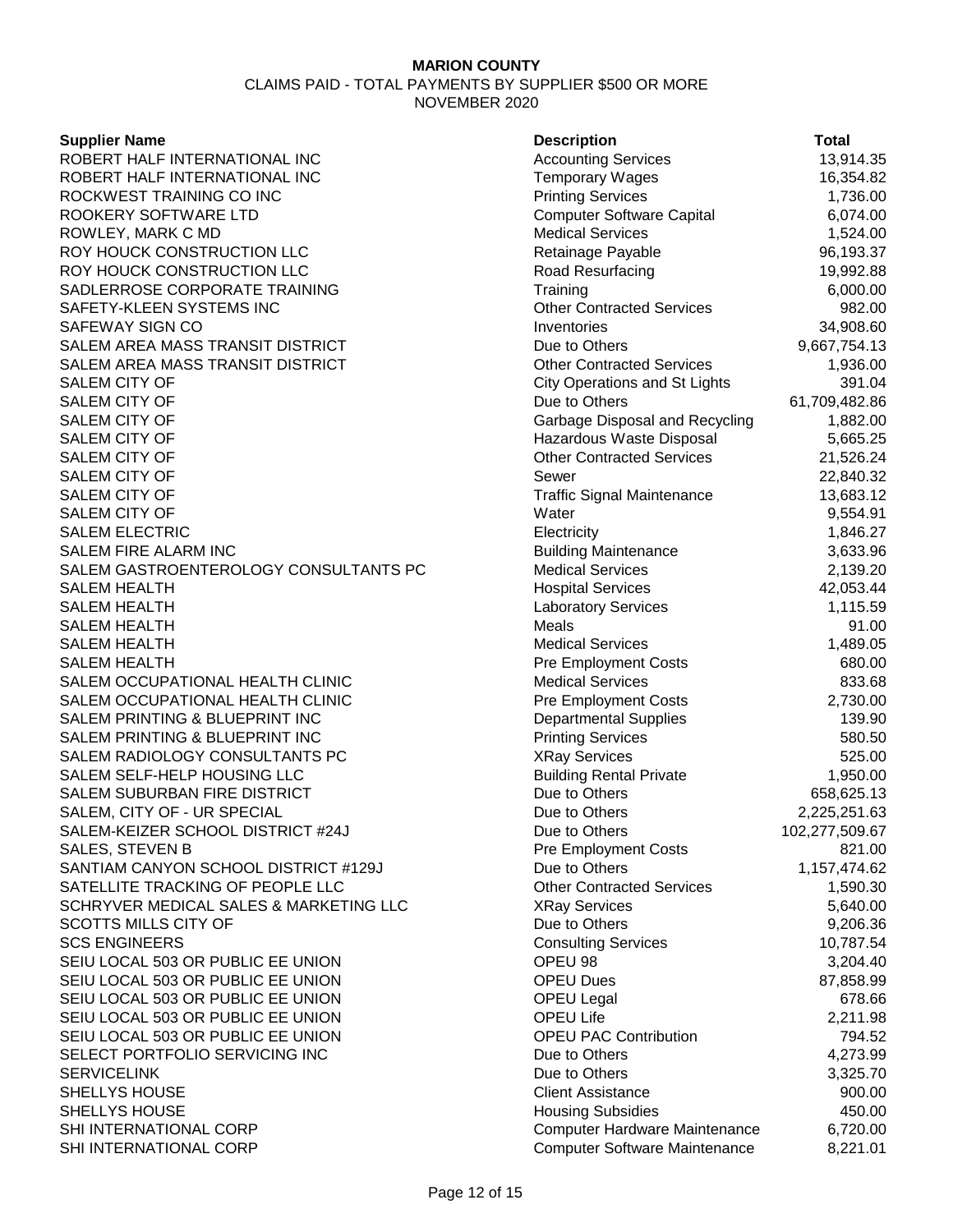**MARION COUNTY**

CLAIMS PAID - TOTAL PAYMENTS BY SUPPLIER $500 OR MORE

NOVEMBER 2020

| Supplier Name | Description | Total |
|---|---|---|
| ROBERT HALF INTERNATIONAL INC | Accounting Services | 13,914.35 |
| ROBERT HALF INTERNATIONAL INC | Temporary Wages | 16,354.82 |
| ROCKWEST TRAINING CO INC | Printing Services | 1,736.00 |
| ROOKERY SOFTWARE LTD | Computer Software Capital | 6,074.00 |
| ROWLEY, MARK C MD | Medical Services | 1,524.00 |
| ROY HOUCK CONSTRUCTION LLC | Retainage Payable | 96,193.37 |
| ROY HOUCK CONSTRUCTION LLC | Road Resurfacing | 19,992.88 |
| SADLERROSE CORPORATE TRAINING | Training | 6,000.00 |
| SAFETY-KLEEN SYSTEMS INC | Other Contracted Services | 982.00 |
| SAFEWAY SIGN CO | Inventories | 34,908.60 |
| SALEM AREA MASS TRANSIT DISTRICT | Due to Others | 9,667,754.13 |
| SALEM AREA MASS TRANSIT DISTRICT | Other Contracted Services | 1,936.00 |
| SALEM CITY OF | City Operations and St Lights | 391.04 |
| SALEM CITY OF | Due to Others | 61,709,482.86 |
| SALEM CITY OF | Garbage Disposal and Recycling | 1,882.00 |
| SALEM CITY OF | Hazardous Waste Disposal | 5,665.25 |
| SALEM CITY OF | Other Contracted Services | 21,526.24 |
| SALEM CITY OF | Sewer | 22,840.32 |
| SALEM CITY OF | Traffic Signal Maintenance | 13,683.12 |
| SALEM CITY OF | Water | 9,554.91 |
| SALEM ELECTRIC | Electricity | 1,846.27 |
| SALEM FIRE ALARM INC | Building Maintenance | 3,633.96 |
| SALEM GASTROENTEROLOGY CONSULTANTS PC | Medical Services | 2,139.20 |
| SALEM HEALTH | Hospital Services | 42,053.44 |
| SALEM HEALTH | Laboratory Services | 1,115.59 |
| SALEM HEALTH | Meals | 91.00 |
| SALEM HEALTH | Medical Services | 1,489.05 |
| SALEM HEALTH | Pre Employment Costs | 680.00 |
| SALEM OCCUPATIONAL HEALTH CLINIC | Medical Services | 833.68 |
| SALEM OCCUPATIONAL HEALTH CLINIC | Pre Employment Costs | 2,730.00 |
| SALEM PRINTING & BLUEPRINT INC | Departmental Supplies | 139.90 |
| SALEM PRINTING & BLUEPRINT INC | Printing Services | 580.50 |
| SALEM RADIOLOGY CONSULTANTS PC | XRay Services | 525.00 |
| SALEM SELF-HELP HOUSING LLC | Building Rental Private | 1,950.00 |
| SALEM SUBURBAN FIRE DISTRICT | Due to Others | 658,625.13 |
| SALEM, CITY OF - UR SPECIAL | Due to Others | 2,225,251.63 |
| SALEM-KEIZER SCHOOL DISTRICT #24J | Due to Others | 102,277,509.67 |
| SALES, STEVEN B | Pre Employment Costs | 821.00 |
| SANTIAM CANYON SCHOOL DISTRICT #129J | Due to Others | 1,157,474.62 |
| SATELLITE TRACKING OF PEOPLE LLC | Other Contracted Services | 1,590.30 |
| SCHRYVER MEDICAL SALES & MARKETING LLC | XRay Services | 5,640.00 |
| SCOTTS MILLS CITY OF | Due to Others | 9,206.36 |
| SCS ENGINEERS | Consulting Services | 10,787.54 |
| SEIU LOCAL 503 OR PUBLIC EE UNION | OPEU 98 | 3,204.40 |
| SEIU LOCAL 503 OR PUBLIC EE UNION | OPEU Dues | 87,858.99 |
| SEIU LOCAL 503 OR PUBLIC EE UNION | OPEU Legal | 678.66 |
| SEIU LOCAL 503 OR PUBLIC EE UNION | OPEU Life | 2,211.98 |
| SEIU LOCAL 503 OR PUBLIC EE UNION | OPEU PAC Contribution | 794.52 |
| SELECT PORTFOLIO SERVICING INC | Due to Others | 4,273.99 |
| SERVICELINK | Due to Others | 3,325.70 |
| SHELLYS HOUSE | Client Assistance | 900.00 |
| SHELLYS HOUSE | Housing Subsidies | 450.00 |
| SHI INTERNATIONAL CORP | Computer Hardware Maintenance | 6,720.00 |
| SHI INTERNATIONAL CORP | Computer Software Maintenance | 8,221.01 |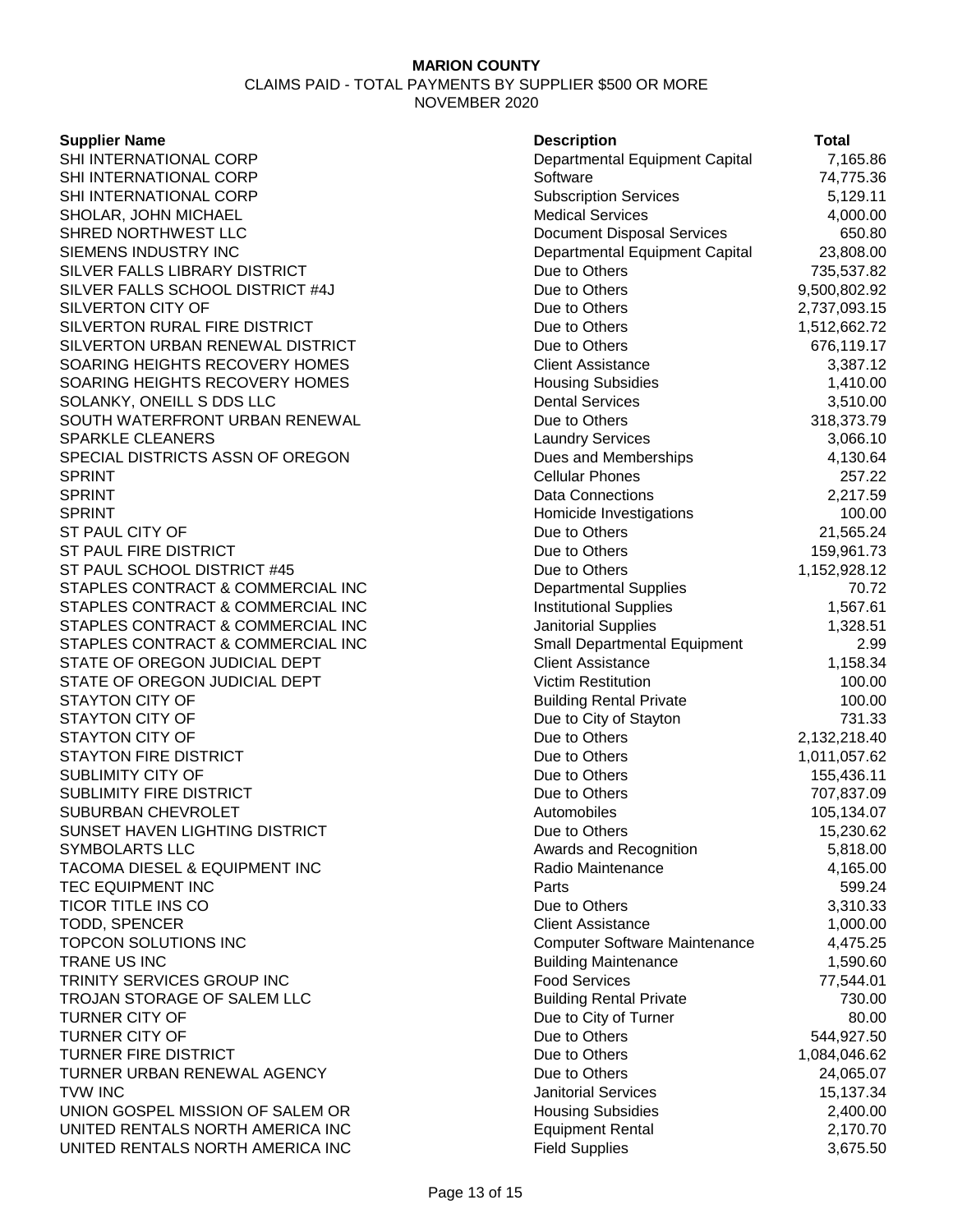**MARION COUNTY**

CLAIMS PAID - TOTAL PAYMENTS BY SUPPLIER $500 OR MORE

NOVEMBER 2020

| Supplier Name | Description | Total |
|---|---|---|
| SHI INTERNATIONAL CORP | Departmental Equipment Capital | 7,165.86 |
| SHI INTERNATIONAL CORP | Software | 74,775.36 |
| SHI INTERNATIONAL CORP | Subscription Services | 5,129.11 |
| SHOLAR, JOHN MICHAEL | Medical Services | 4,000.00 |
| SHRED NORTHWEST LLC | Document Disposal Services | 650.80 |
| SIEMENS INDUSTRY INC | Departmental Equipment Capital | 23,808.00 |
| SILVER FALLS LIBRARY DISTRICT | Due to Others | 735,537.82 |
| SILVER FALLS SCHOOL DISTRICT #4J | Due to Others | 9,500,802.92 |
| SILVERTON CITY OF | Due to Others | 2,737,093.15 |
| SILVERTON RURAL FIRE DISTRICT | Due to Others | 1,512,662.72 |
| SILVERTON URBAN RENEWAL DISTRICT | Due to Others | 676,119.17 |
| SOARING HEIGHTS RECOVERY HOMES | Client Assistance | 3,387.12 |
| SOARING HEIGHTS RECOVERY HOMES | Housing Subsidies | 1,410.00 |
| SOLANKY, ONEILL S DDS LLC | Dental Services | 3,510.00 |
| SOUTH WATERFRONT URBAN RENEWAL | Due to Others | 318,373.79 |
| SPARKLE CLEANERS | Laundry Services | 3,066.10 |
| SPECIAL DISTRICTS ASSN OF OREGON | Dues and Memberships | 4,130.64 |
| SPRINT | Cellular Phones | 257.22 |
| SPRINT | Data Connections | 2,217.59 |
| SPRINT | Homicide Investigations | 100.00 |
| ST PAUL CITY OF | Due to Others | 21,565.24 |
| ST PAUL FIRE DISTRICT | Due to Others | 159,961.73 |
| ST PAUL SCHOOL DISTRICT #45 | Due to Others | 1,152,928.12 |
| STAPLES CONTRACT & COMMERCIAL INC | Departmental Supplies | 70.72 |
| STAPLES CONTRACT & COMMERCIAL INC | Institutional Supplies | 1,567.61 |
| STAPLES CONTRACT & COMMERCIAL INC | Janitorial Supplies | 1,328.51 |
| STAPLES CONTRACT & COMMERCIAL INC | Small Departmental Equipment | 2.99 |
| STATE OF OREGON JUDICIAL DEPT | Client Assistance | 1,158.34 |
| STATE OF OREGON JUDICIAL DEPT | Victim Restitution | 100.00 |
| STAYTON CITY OF | Building Rental Private | 100.00 |
| STAYTON CITY OF | Due to City of Stayton | 731.33 |
| STAYTON CITY OF | Due to Others | 2,132,218.40 |
| STAYTON FIRE DISTRICT | Due to Others | 1,011,057.62 |
| SUBLIMITY CITY OF | Due to Others | 155,436.11 |
| SUBLIMITY FIRE DISTRICT | Due to Others | 707,837.09 |
| SUBURBAN CHEVROLET | Automobiles | 105,134.07 |
| SUNSET HAVEN LIGHTING DISTRICT | Due to Others | 15,230.62 |
| SYMBOLARTS LLC | Awards and Recognition | 5,818.00 |
| TACOMA DIESEL & EQUIPMENT INC | Radio Maintenance | 4,165.00 |
| TEC EQUIPMENT INC | Parts | 599.24 |
| TICOR TITLE INS CO | Due to Others | 3,310.33 |
| TODD, SPENCER | Client Assistance | 1,000.00 |
| TOPCON SOLUTIONS INC | Computer Software Maintenance | 4,475.25 |
| TRANE US INC | Building Maintenance | 1,590.60 |
| TRINITY SERVICES GROUP INC | Food Services | 77,544.01 |
| TROJAN STORAGE OF SALEM LLC | Building Rental Private | 730.00 |
| TURNER CITY OF | Due to City of Turner | 80.00 |
| TURNER CITY OF | Due to Others | 544,927.50 |
| TURNER FIRE DISTRICT | Due to Others | 1,084,046.62 |
| TURNER URBAN RENEWAL AGENCY | Due to Others | 24,065.07 |
| TVW INC | Janitorial Services | 15,137.34 |
| UNION GOSPEL MISSION OF SALEM OR | Housing Subsidies | 2,400.00 |
| UNITED RENTALS NORTH AMERICA INC | Equipment Rental | 2,170.70 |
| UNITED RENTALS NORTH AMERICA INC | Field Supplies | 3,675.50 |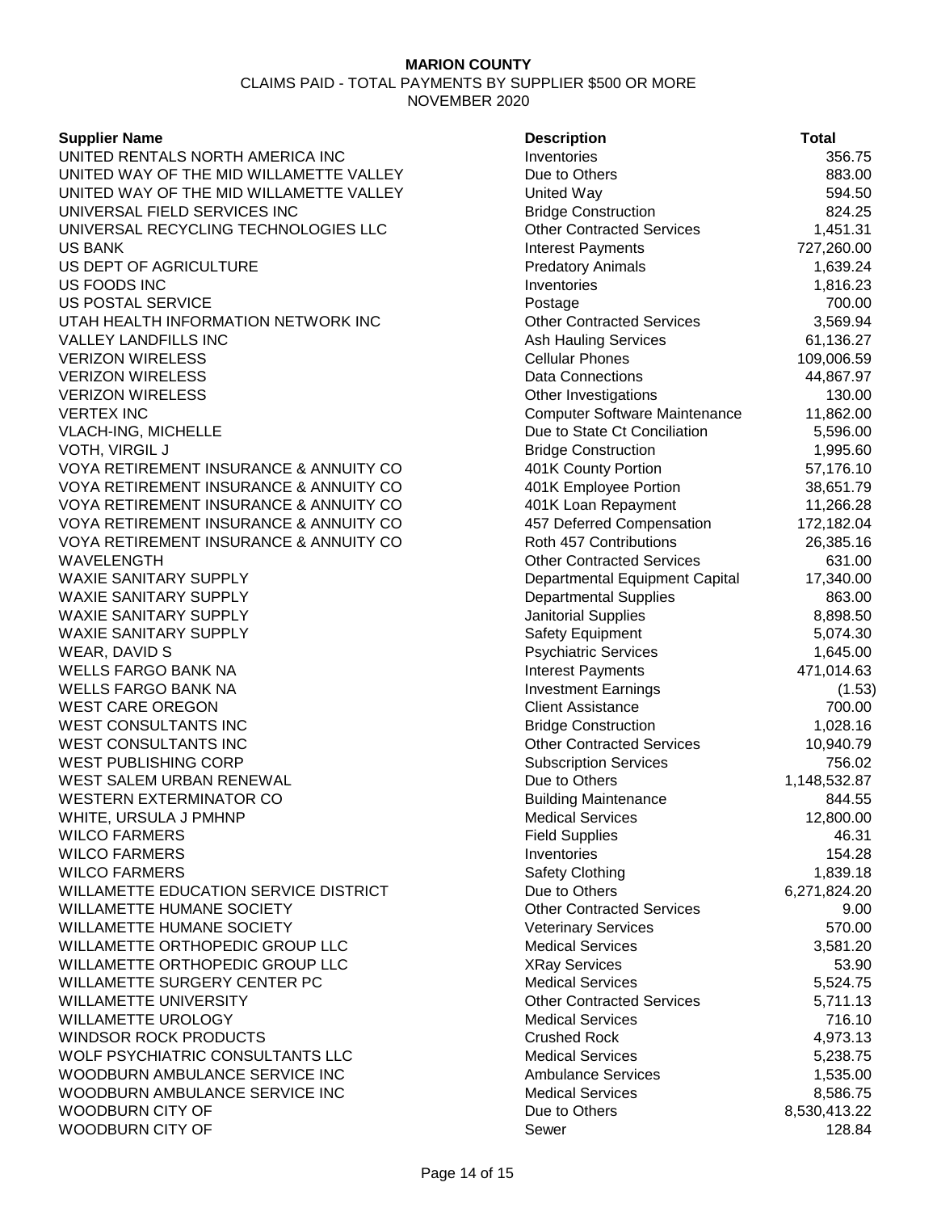**MARION COUNTY**

CLAIMS PAID - TOTAL PAYMENTS BY SUPPLIER $500 OR MORE

NOVEMBER 2020

| Supplier Name | Description | Total |
|---|---|---|
| UNITED RENTALS NORTH AMERICA INC | Inventories | 356.75 |
| UNITED WAY OF THE MID WILLAMETTE VALLEY | Due to Others | 883.00 |
| UNITED WAY OF THE MID WILLAMETTE VALLEY | United Way | 594.50 |
| UNIVERSAL FIELD SERVICES INC | Bridge Construction | 824.25 |
| UNIVERSAL RECYCLING TECHNOLOGIES LLC | Other Contracted Services | 1,451.31 |
| US BANK | Interest Payments | 727,260.00 |
| US DEPT OF AGRICULTURE | Predatory Animals | 1,639.24 |
| US FOODS INC | Inventories | 1,816.23 |
| US POSTAL SERVICE | Postage | 700.00 |
| UTAH HEALTH INFORMATION NETWORK INC | Other Contracted Services | 3,569.94 |
| VALLEY LANDFILLS INC | Ash Hauling Services | 61,136.27 |
| VERIZON WIRELESS | Cellular Phones | 109,006.59 |
| VERIZON WIRELESS | Data Connections | 44,867.97 |
| VERIZON WIRELESS | Other Investigations | 130.00 |
| VERTEX INC | Computer Software Maintenance | 11,862.00 |
| VLACH-ING, MICHELLE | Due to State Ct Conciliation | 5,596.00 |
| VOTH, VIRGIL J | Bridge Construction | 1,995.60 |
| VOYA RETIREMENT INSURANCE & ANNUITY CO | 401K County Portion | 57,176.10 |
| VOYA RETIREMENT INSURANCE & ANNUITY CO | 401K Employee Portion | 38,651.79 |
| VOYA RETIREMENT INSURANCE & ANNUITY CO | 401K Loan Repayment | 11,266.28 |
| VOYA RETIREMENT INSURANCE & ANNUITY CO | 457 Deferred Compensation | 172,182.04 |
| VOYA RETIREMENT INSURANCE & ANNUITY CO | Roth 457 Contributions | 26,385.16 |
| WAVELENGTH | Other Contracted Services | 631.00 |
| WAXIE SANITARY SUPPLY | Departmental Equipment Capital | 17,340.00 |
| WAXIE SANITARY SUPPLY | Departmental Supplies | 863.00 |
| WAXIE SANITARY SUPPLY | Janitorial Supplies | 8,898.50 |
| WAXIE SANITARY SUPPLY | Safety Equipment | 5,074.30 |
| WEAR, DAVID S | Psychiatric Services | 1,645.00 |
| WELLS FARGO BANK NA | Interest Payments | 471,014.63 |
| WELLS FARGO BANK NA | Investment Earnings | (1.53) |
| WEST CARE OREGON | Client Assistance | 700.00 |
| WEST CONSULTANTS INC | Bridge Construction | 1,028.16 |
| WEST CONSULTANTS INC | Other Contracted Services | 10,940.79 |
| WEST PUBLISHING CORP | Subscription Services | 756.02 |
| WEST SALEM URBAN RENEWAL | Due to Others | 1,148,532.87 |
| WESTERN EXTERMINATOR CO | Building Maintenance | 844.55 |
| WHITE, URSULA J PMHNP | Medical Services | 12,800.00 |
| WILCO FARMERS | Field Supplies | 46.31 |
| WILCO FARMERS | Inventories | 154.28 |
| WILCO FARMERS | Safety Clothing | 1,839.18 |
| WILLAMETTE EDUCATION SERVICE DISTRICT | Due to Others | 6,271,824.20 |
| WILLAMETTE HUMANE SOCIETY | Other Contracted Services | 9.00 |
| WILLAMETTE HUMANE SOCIETY | Veterinary Services | 570.00 |
| WILLAMETTE ORTHOPEDIC GROUP LLC | Medical Services | 3,581.20 |
| WILLAMETTE ORTHOPEDIC GROUP LLC | XRay Services | 53.90 |
| WILLAMETTE SURGERY CENTER PC | Medical Services | 5,524.75 |
| WILLAMETTE UNIVERSITY | Other Contracted Services | 5,711.13 |
| WILLAMETTE UROLOGY | Medical Services | 716.10 |
| WINDSOR ROCK PRODUCTS | Crushed Rock | 4,973.13 |
| WOLF PSYCHIATRIC CONSULTANTS LLC | Medical Services | 5,238.75 |
| WOODBURN AMBULANCE SERVICE INC | Ambulance Services | 1,535.00 |
| WOODBURN AMBULANCE SERVICE INC | Medical Services | 8,586.75 |
| WOODBURN CITY OF | Due to Others | 8,530,413.22 |
| WOODBURN CITY OF | Sewer | 128.84 |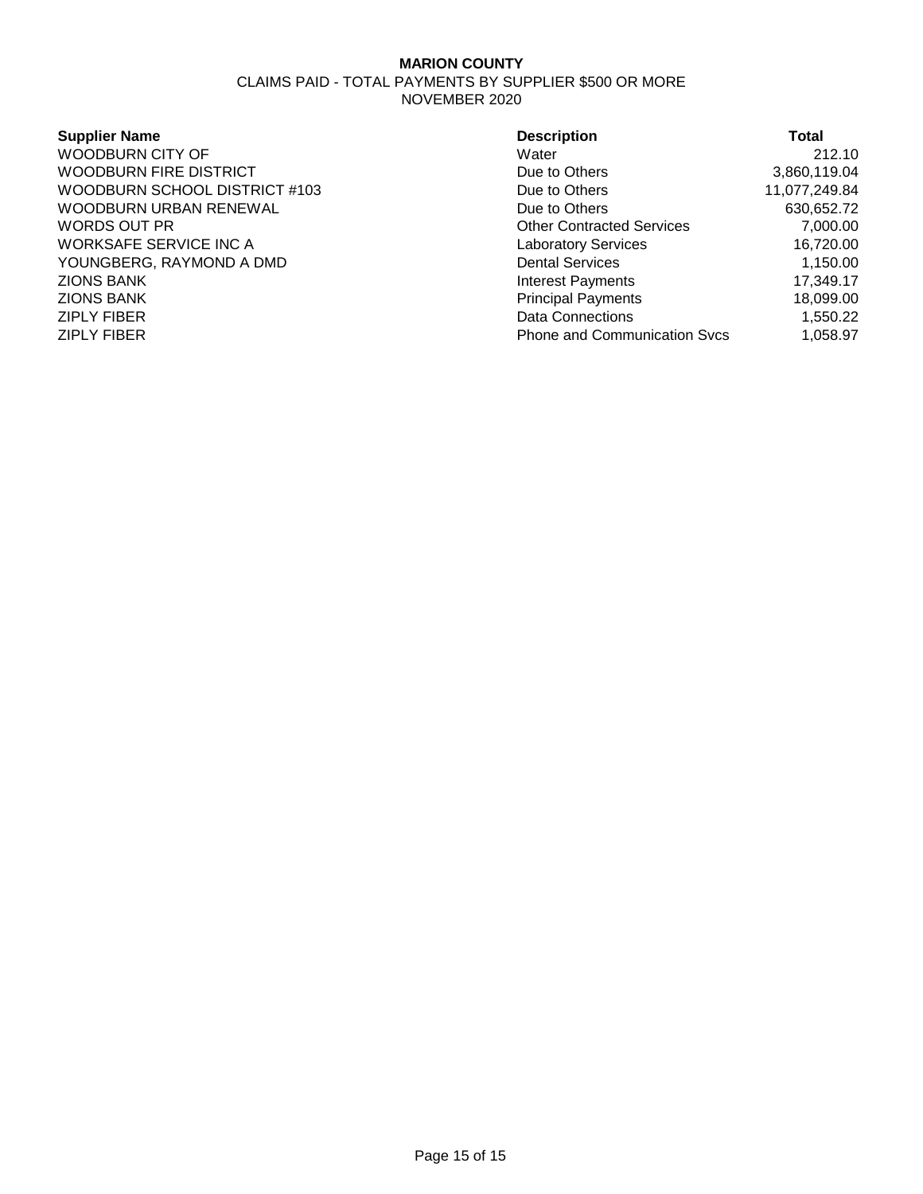**MARION COUNTY**

CLAIMS PAID - TOTAL PAYMENTS BY SUPPLIER $500 OR MORE

NOVEMBER 2020

| Supplier Name | Description | Total |
|---|---|---|
| WOODBURN CITY OF | Water | 212.10 |
| WOODBURN FIRE DISTRICT | Due to Others | 3,860,119.04 |
| WOODBURN SCHOOL DISTRICT #103 | Due to Others | 11,077,249.84 |
| WOODBURN URBAN RENEWAL | Due to Others | 630,652.72 |
| WORDS OUT PR | Other Contracted Services | 7,000.00 |
| WORKSAFE SERVICE INC A | Laboratory Services | 16,720.00 |
| YOUNGBERG, RAYMOND A DMD | Dental Services | 1,150.00 |
| ZIONS BANK | Interest Payments | 17,349.17 |
| ZIONS BANK | Principal Payments | 18,099.00 |
| ZIPLY FIBER | Data Connections | 1,550.22 |
| ZIPLY FIBER | Phone and Communication Svcs | 1,058.97 |